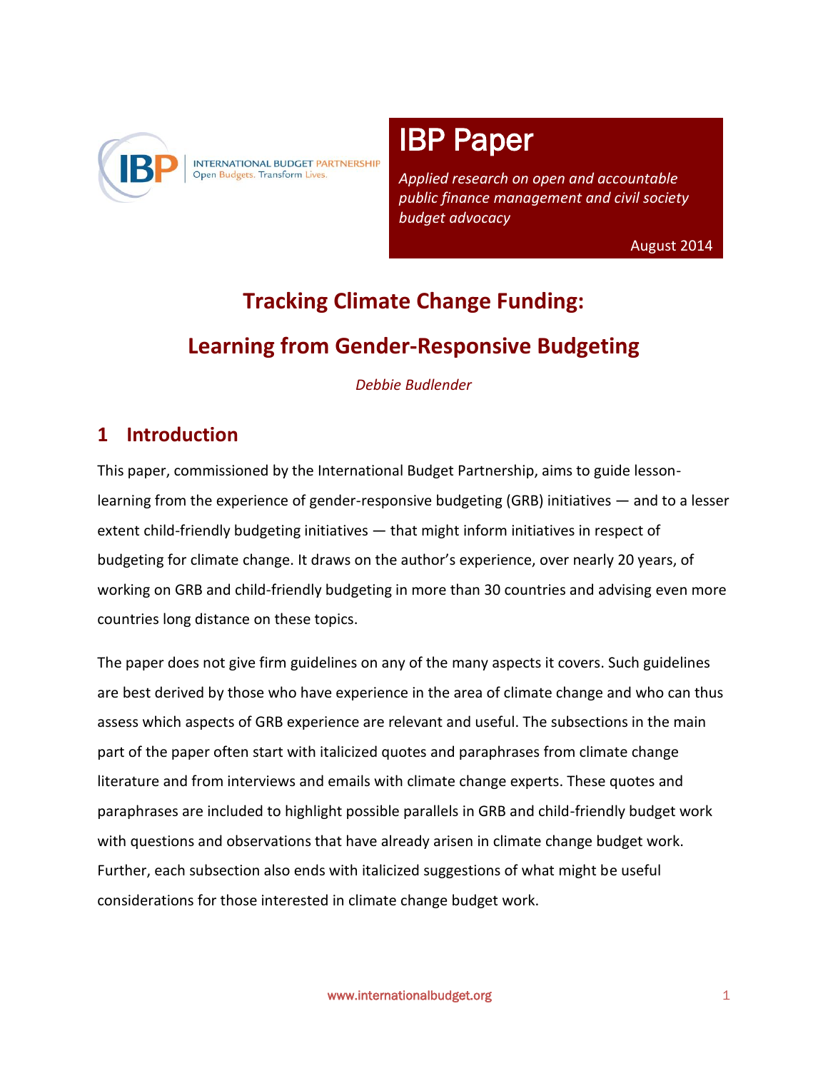INTERNATIONAL BUDGET PARTNERSHIP
Open Budgets. Transform Lives.

**IBP Paper**

*Applied research on open and accountable public finance management and civil society budget advocacy*

August 2014

# Tracking Climate Change Funding: Learning from Gender-Responsive Budgeting

*Debbie Budlender*

## 1 Introduction

This paper, commissioned by the International Budget Partnership, aims to guide lesson-learning from the experience of gender-responsive budgeting (GRB) initiatives — and to a lesser extent child-friendly budgeting initiatives — that might inform initiatives in respect of budgeting for climate change. It draws on the author's experience, over nearly 20 years, of working on GRB and child-friendly budgeting in more than 30 countries and advising even more countries long distance on these topics.

The paper does not give firm guidelines on any of the many aspects it covers. Such guidelines are best derived by those who have experience in the area of climate change and who can thus assess which aspects of GRB experience are relevant and useful. The subsections in the main part of the paper often start with italicized quotes and paraphrases from climate change literature and from interviews and emails with climate change experts. These quotes and paraphrases are included to highlight possible parallels in GRB and child-friendly budget work with questions and observations that have already arisen in climate change budget work. Further, each subsection also ends with italicized suggestions of what might be useful considerations for those interested in climate change budget work.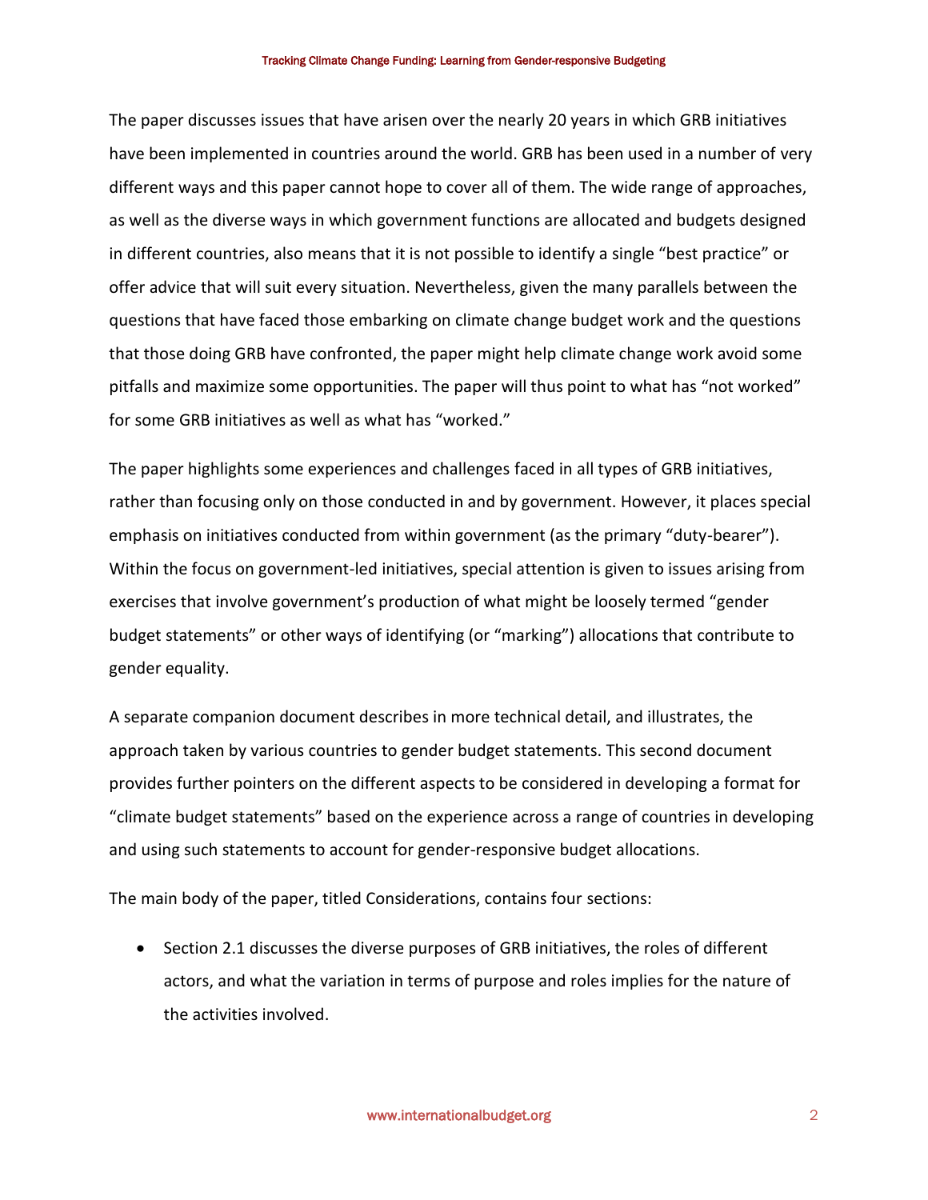The paper discusses issues that have arisen over the nearly 20 years in which GRB initiatives have been implemented in countries around the world. GRB has been used in a number of very different ways and this paper cannot hope to cover all of them. The wide range of approaches, as well as the diverse ways in which government functions are allocated and budgets designed in different countries, also means that it is not possible to identify a single "best practice" or offer advice that will suit every situation. Nevertheless, given the many parallels between the questions that have faced those embarking on climate change budget work and the questions that those doing GRB have confronted, the paper might help climate change work avoid some pitfalls and maximize some opportunities. The paper will thus point to what has "not worked" for some GRB initiatives as well as what has "worked."

The paper highlights some experiences and challenges faced in all types of GRB initiatives, rather than focusing only on those conducted in and by government. However, it places special emphasis on initiatives conducted from within government (as the primary "duty-bearer"). Within the focus on government-led initiatives, special attention is given to issues arising from exercises that involve government's production of what might be loosely termed "gender budget statements" or other ways of identifying (or "marking") allocations that contribute to gender equality.

A separate companion document describes in more technical detail, and illustrates, the approach taken by various countries to gender budget statements. This second document provides further pointers on the different aspects to be considered in developing a format for "climate budget statements" based on the experience across a range of countries in developing and using such statements to account for gender-responsive budget allocations.

The main body of the paper, titled Considerations, contains four sections:

- Section 2.1 discusses the diverse purposes of GRB initiatives, the roles of different actors, and what the variation in terms of purpose and roles implies for the nature of the activities involved.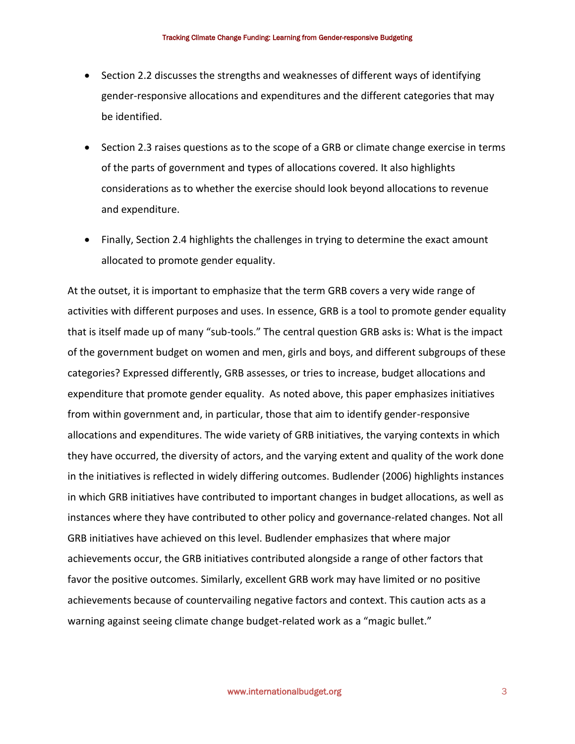- Section 2.2 discusses the strengths and weaknesses of different ways of identifying gender-responsive allocations and expenditures and the different categories that may be identified.
- Section 2.3 raises questions as to the scope of a GRB or climate change exercise in terms of the parts of government and types of allocations covered. It also highlights considerations as to whether the exercise should look beyond allocations to revenue and expenditure.
- Finally, Section 2.4 highlights the challenges in trying to determine the exact amount allocated to promote gender equality.

At the outset, it is important to emphasize that the term GRB covers a very wide range of activities with different purposes and uses. In essence, GRB is a tool to promote gender equality that is itself made up of many "sub-tools." The central question GRB asks is: What is the impact of the government budget on women and men, girls and boys, and different subgroups of these categories? Expressed differently, GRB assesses, or tries to increase, budget allocations and expenditure that promote gender equality. As noted above, this paper emphasizes initiatives from within government and, in particular, those that aim to identify gender-responsive allocations and expenditures. The wide variety of GRB initiatives, the varying contexts in which they have occurred, the diversity of actors, and the varying extent and quality of the work done in the initiatives is reflected in widely differing outcomes. Budlender (2006) highlights instances in which GRB initiatives have contributed to important changes in budget allocations, as well as instances where they have contributed to other policy and governance-related changes. Not all GRB initiatives have achieved on this level. Budlender emphasizes that where major achievements occur, the GRB initiatives contributed alongside a range of other factors that favor the positive outcomes. Similarly, excellent GRB work may have limited or no positive achievements because of countervailing negative factors and context. This caution acts as a warning against seeing climate change budget-related work as a "magic bullet."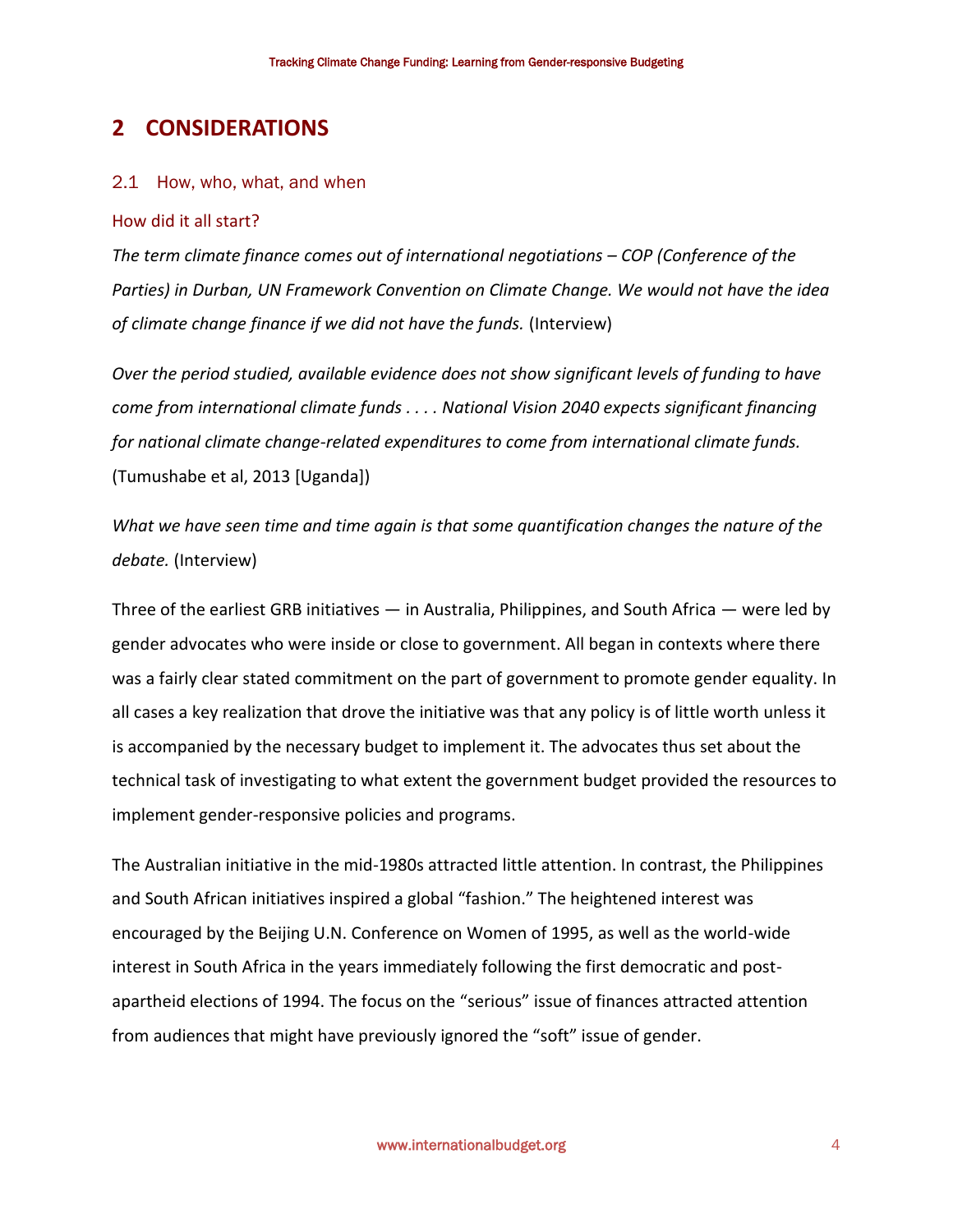## 2 CONSIDERATIONS

### 2.1 How, who, what, and when

#### How did it all start?

*The term climate finance comes out of international negotiations – COP (Conference of the Parties) in Durban, UN Framework Convention on Climate Change. We would not have the idea of climate change finance if we did not have the funds.* (Interview)

*Over the period studied, available evidence does not show significant levels of funding to have come from international climate funds . . . . National Vision 2040 expects significant financing for national climate change-related expenditures to come from international climate funds.* (Tumushabe et al, 2013 [Uganda])

*What we have seen time and time again is that some quantification changes the nature of the debate.* (Interview)

Three of the earliest GRB initiatives — in Australia, Philippines, and South Africa — were led by gender advocates who were inside or close to government. All began in contexts where there was a fairly clear stated commitment on the part of government to promote gender equality. In all cases a key realization that drove the initiative was that any policy is of little worth unless it is accompanied by the necessary budget to implement it. The advocates thus set about the technical task of investigating to what extent the government budget provided the resources to implement gender-responsive policies and programs.

The Australian initiative in the mid-1980s attracted little attention. In contrast, the Philippines and South African initiatives inspired a global "fashion." The heightened interest was encouraged by the Beijing U.N. Conference on Women of 1995, as well as the world-wide interest in South Africa in the years immediately following the first democratic and post-apartheid elections of 1994. The focus on the "serious" issue of finances attracted attention from audiences that might have previously ignored the "soft" issue of gender.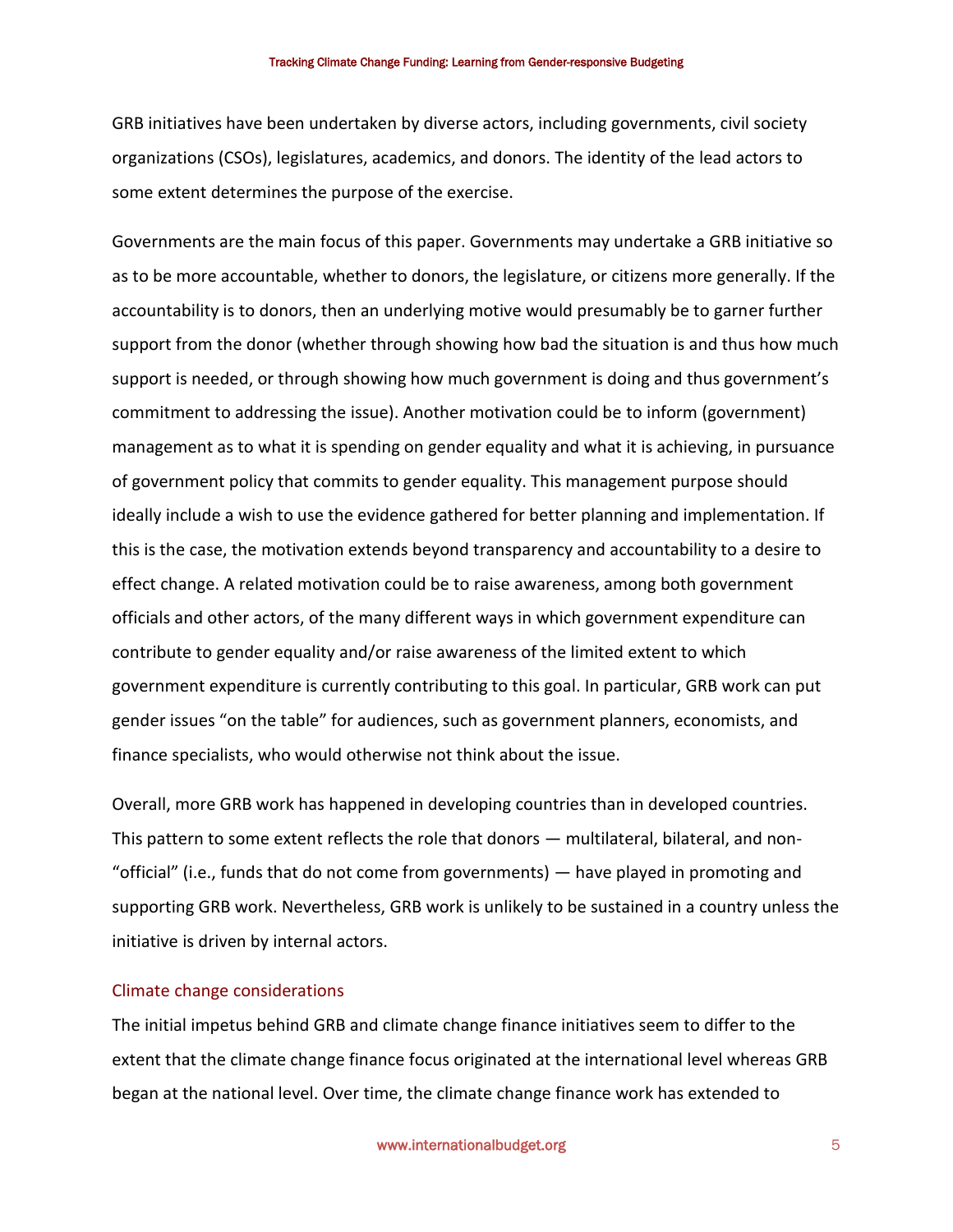GRB initiatives have been undertaken by diverse actors, including governments, civil society organizations (CSOs), legislatures, academics, and donors. The identity of the lead actors to some extent determines the purpose of the exercise.

Governments are the main focus of this paper. Governments may undertake a GRB initiative so as to be more accountable, whether to donors, the legislature, or citizens more generally. If the accountability is to donors, then an underlying motive would presumably be to garner further support from the donor (whether through showing how bad the situation is and thus how much support is needed, or through showing how much government is doing and thus government's commitment to addressing the issue). Another motivation could be to inform (government) management as to what it is spending on gender equality and what it is achieving, in pursuance of government policy that commits to gender equality. This management purpose should ideally include a wish to use the evidence gathered for better planning and implementation. If this is the case, the motivation extends beyond transparency and accountability to a desire to effect change. A related motivation could be to raise awareness, among both government officials and other actors, of the many different ways in which government expenditure can contribute to gender equality and/or raise awareness of the limited extent to which government expenditure is currently contributing to this goal. In particular, GRB work can put gender issues "on the table" for audiences, such as government planners, economists, and finance specialists, who would otherwise not think about the issue.

Overall, more GRB work has happened in developing countries than in developed countries. This pattern to some extent reflects the role that donors — multilateral, bilateral, and non-"official" (i.e., funds that do not come from governments) — have played in promoting and supporting GRB work. Nevertheless, GRB work is unlikely to be sustained in a country unless the initiative is driven by internal actors.

### Climate change considerations

The initial impetus behind GRB and climate change finance initiatives seem to differ to the extent that the climate change finance focus originated at the international level whereas GRB began at the national level. Over time, the climate change finance work has extended to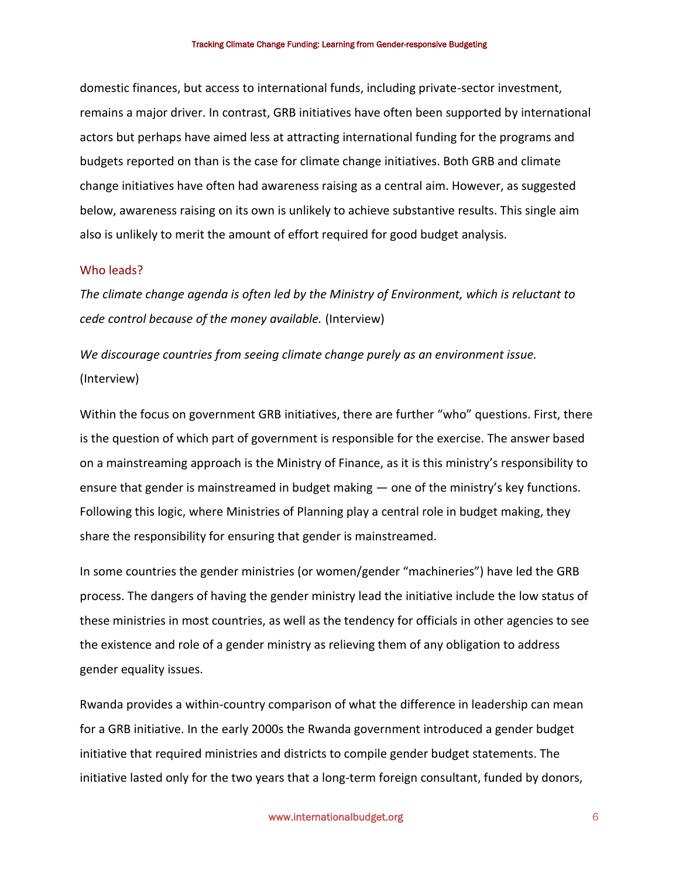domestic finances, but access to international funds, including private-sector investment, remains a major driver. In contrast, GRB initiatives have often been supported by international actors but perhaps have aimed less at attracting international funding for the programs and budgets reported on than is the case for climate change initiatives. Both GRB and climate change initiatives have often had awareness raising as a central aim. However, as suggested below, awareness raising on its own is unlikely to achieve substantive results. This single aim also is unlikely to merit the amount of effort required for good budget analysis.

### Who leads?

*The climate change agenda is often led by the Ministry of Environment, which is reluctant to cede control because of the money available.* (Interview)

*We discourage countries from seeing climate change purely as an environment issue.* (Interview)

Within the focus on government GRB initiatives, there are further "who" questions. First, there is the question of which part of government is responsible for the exercise. The answer based on a mainstreaming approach is the Ministry of Finance, as it is this ministry's responsibility to ensure that gender is mainstreamed in budget making — one of the ministry's key functions. Following this logic, where Ministries of Planning play a central role in budget making, they share the responsibility for ensuring that gender is mainstreamed.

In some countries the gender ministries (or women/gender "machineries") have led the GRB process. The dangers of having the gender ministry lead the initiative include the low status of these ministries in most countries, as well as the tendency for officials in other agencies to see the existence and role of a gender ministry as relieving them of any obligation to address gender equality issues.

Rwanda provides a within-country comparison of what the difference in leadership can mean for a GRB initiative. In the early 2000s the Rwanda government introduced a gender budget initiative that required ministries and districts to compile gender budget statements. The initiative lasted only for the two years that a long-term foreign consultant, funded by donors,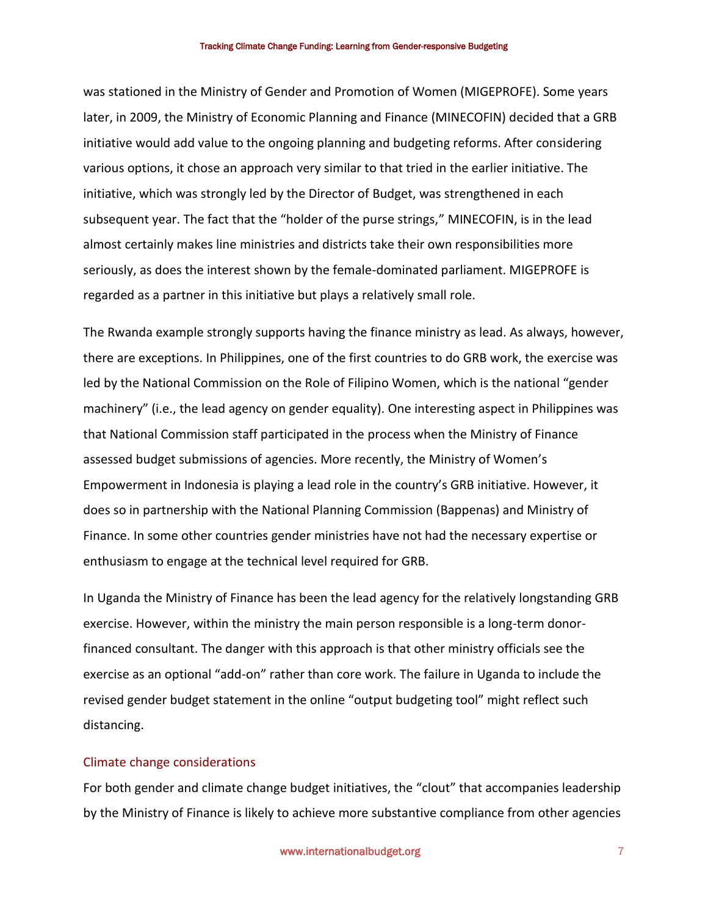was stationed in the Ministry of Gender and Promotion of Women (MIGEPROFE). Some years later, in 2009, the Ministry of Economic Planning and Finance (MINECOFIN) decided that a GRB initiative would add value to the ongoing planning and budgeting reforms. After considering various options, it chose an approach very similar to that tried in the earlier initiative. The initiative, which was strongly led by the Director of Budget, was strengthened in each subsequent year. The fact that the "holder of the purse strings," MINECOFIN, is in the lead almost certainly makes line ministries and districts take their own responsibilities more seriously, as does the interest shown by the female-dominated parliament. MIGEPROFE is regarded as a partner in this initiative but plays a relatively small role.

The Rwanda example strongly supports having the finance ministry as lead. As always, however, there are exceptions. In Philippines, one of the first countries to do GRB work, the exercise was led by the National Commission on the Role of Filipino Women, which is the national "gender machinery" (i.e., the lead agency on gender equality). One interesting aspect in Philippines was that National Commission staff participated in the process when the Ministry of Finance assessed budget submissions of agencies. More recently, the Ministry of Women's Empowerment in Indonesia is playing a lead role in the country's GRB initiative. However, it does so in partnership with the National Planning Commission (Bappenas) and Ministry of Finance. In some other countries gender ministries have not had the necessary expertise or enthusiasm to engage at the technical level required for GRB.

In Uganda the Ministry of Finance has been the lead agency for the relatively longstanding GRB exercise. However, within the ministry the main person responsible is a long-term donor-financed consultant. The danger with this approach is that other ministry officials see the exercise as an optional "add-on" rather than core work. The failure in Uganda to include the revised gender budget statement in the online "output budgeting tool" might reflect such distancing.

### Climate change considerations

For both gender and climate change budget initiatives, the "clout" that accompanies leadership by the Ministry of Finance is likely to achieve more substantive compliance from other agencies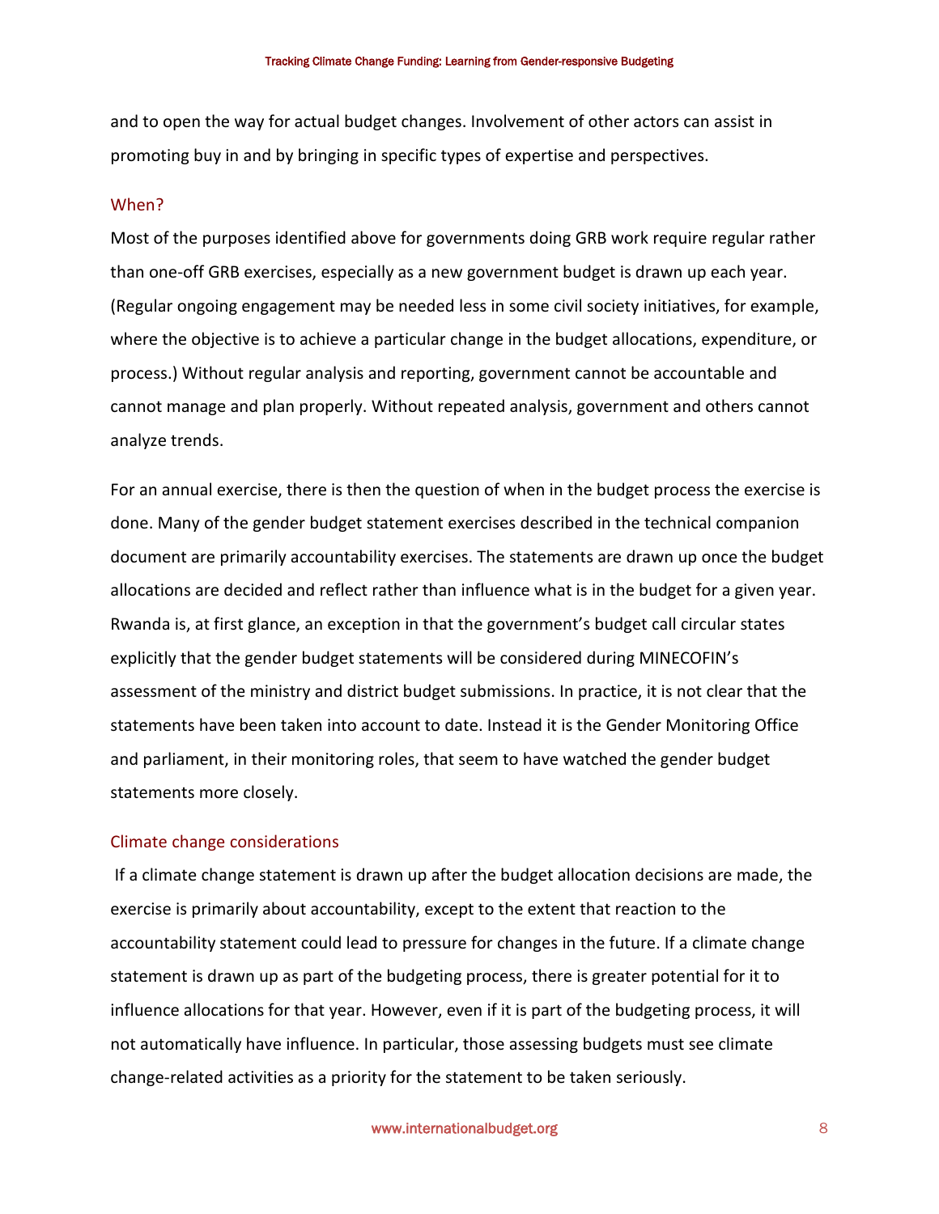and to open the way for actual budget changes. Involvement of other actors can assist in promoting buy in and by bringing in specific types of expertise and perspectives.

### When?

Most of the purposes identified above for governments doing GRB work require regular rather than one-off GRB exercises, especially as a new government budget is drawn up each year. (Regular ongoing engagement may be needed less in some civil society initiatives, for example, where the objective is to achieve a particular change in the budget allocations, expenditure, or process.) Without regular analysis and reporting, government cannot be accountable and cannot manage and plan properly. Without repeated analysis, government and others cannot analyze trends.

For an annual exercise, there is then the question of when in the budget process the exercise is done. Many of the gender budget statement exercises described in the technical companion document are primarily accountability exercises. The statements are drawn up once the budget allocations are decided and reflect rather than influence what is in the budget for a given year. Rwanda is, at first glance, an exception in that the government's budget call circular states explicitly that the gender budget statements will be considered during MINECOFIN's assessment of the ministry and district budget submissions. In practice, it is not clear that the statements have been taken into account to date. Instead it is the Gender Monitoring Office and parliament, in their monitoring roles, that seem to have watched the gender budget statements more closely.

### Climate change considerations

If a climate change statement is drawn up after the budget allocation decisions are made, the exercise is primarily about accountability, except to the extent that reaction to the accountability statement could lead to pressure for changes in the future. If a climate change statement is drawn up as part of the budgeting process, there is greater potential for it to influence allocations for that year. However, even if it is part of the budgeting process, it will not automatically have influence. In particular, those assessing budgets must see climate change-related activities as a priority for the statement to be taken seriously.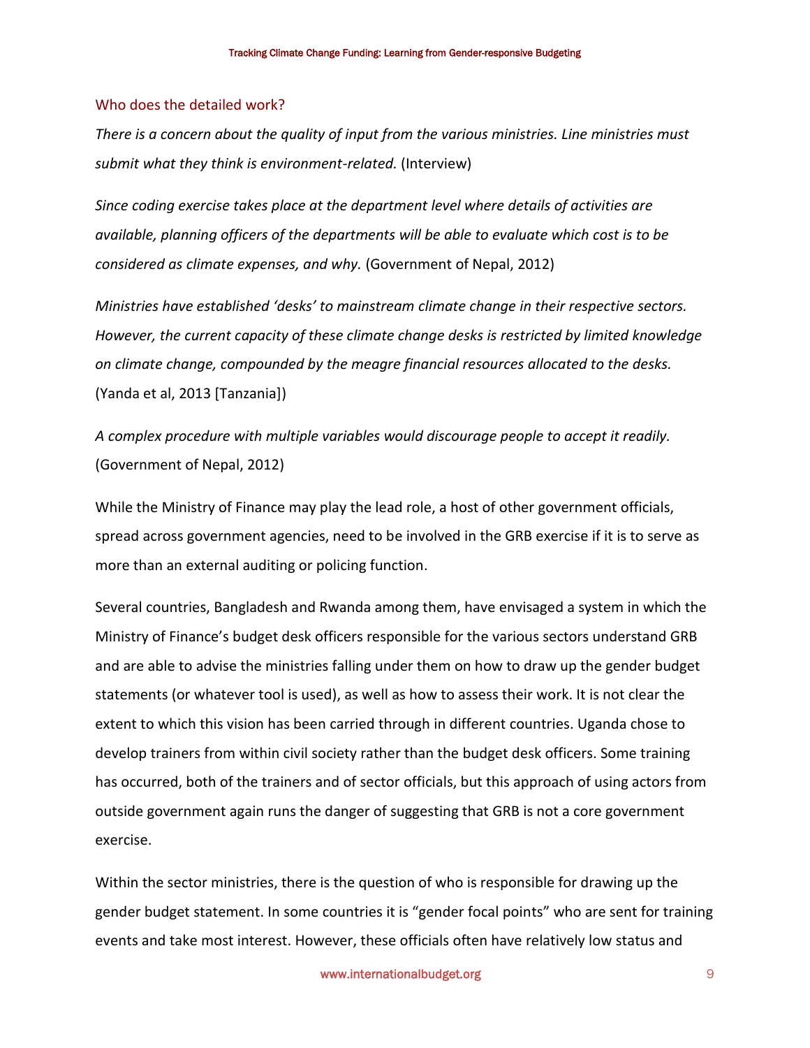## Who does the detailed work?

*There is a concern about the quality of input from the various ministries. Line ministries must submit what they think is environment-related.* (Interview)

*Since coding exercise takes place at the department level where details of activities are available, planning officers of the departments will be able to evaluate which cost is to be considered as climate expenses, and why.* (Government of Nepal, 2012)

*Ministries have established 'desks' to mainstream climate change in their respective sectors. However, the current capacity of these climate change desks is restricted by limited knowledge on climate change, compounded by the meagre financial resources allocated to the desks.* (Yanda et al, 2013 [Tanzania])

*A complex procedure with multiple variables would discourage people to accept it readily.* (Government of Nepal, 2012)

While the Ministry of Finance may play the lead role, a host of other government officials, spread across government agencies, need to be involved in the GRB exercise if it is to serve as more than an external auditing or policing function.

Several countries, Bangladesh and Rwanda among them, have envisaged a system in which the Ministry of Finance's budget desk officers responsible for the various sectors understand GRB and are able to advise the ministries falling under them on how to draw up the gender budget statements (or whatever tool is used), as well as how to assess their work. It is not clear the extent to which this vision has been carried through in different countries. Uganda chose to develop trainers from within civil society rather than the budget desk officers. Some training has occurred, both of the trainers and of sector officials, but this approach of using actors from outside government again runs the danger of suggesting that GRB is not a core government exercise.

Within the sector ministries, there is the question of who is responsible for drawing up the gender budget statement. In some countries it is "gender focal points" who are sent for training events and take most interest. However, these officials often have relatively low status and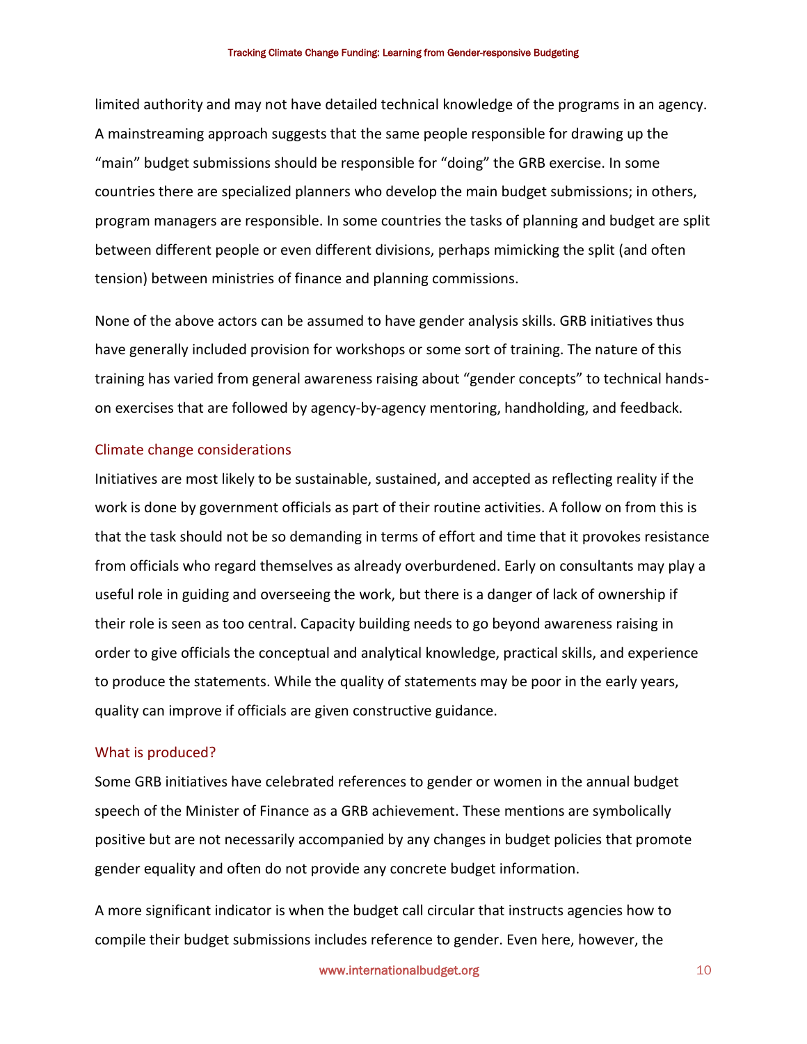limited authority and may not have detailed technical knowledge of the programs in an agency. A mainstreaming approach suggests that the same people responsible for drawing up the "main" budget submissions should be responsible for "doing" the GRB exercise. In some countries there are specialized planners who develop the main budget submissions; in others, program managers are responsible. In some countries the tasks of planning and budget are split between different people or even different divisions, perhaps mimicking the split (and often tension) between ministries of finance and planning commissions.

None of the above actors can be assumed to have gender analysis skills. GRB initiatives thus have generally included provision for workshops or some sort of training. The nature of this training has varied from general awareness raising about "gender concepts" to technical hands-on exercises that are followed by agency-by-agency mentoring, handholding, and feedback.

### Climate change considerations

Initiatives are most likely to be sustainable, sustained, and accepted as reflecting reality if the work is done by government officials as part of their routine activities. A follow on from this is that the task should not be so demanding in terms of effort and time that it provokes resistance from officials who regard themselves as already overburdened. Early on consultants may play a useful role in guiding and overseeing the work, but there is a danger of lack of ownership if their role is seen as too central. Capacity building needs to go beyond awareness raising in order to give officials the conceptual and analytical knowledge, practical skills, and experience to produce the statements. While the quality of statements may be poor in the early years, quality can improve if officials are given constructive guidance.

### What is produced?

Some GRB initiatives have celebrated references to gender or women in the annual budget speech of the Minister of Finance as a GRB achievement. These mentions are symbolically positive but are not necessarily accompanied by any changes in budget policies that promote gender equality and often do not provide any concrete budget information.

A more significant indicator is when the budget call circular that instructs agencies how to compile their budget submissions includes reference to gender. Even here, however, the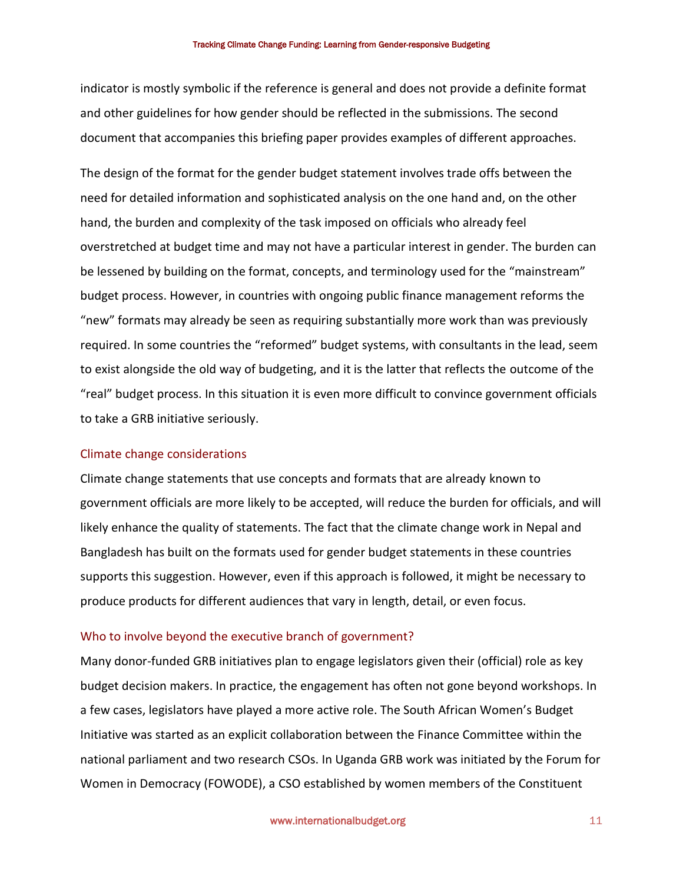indicator is mostly symbolic if the reference is general and does not provide a definite format and other guidelines for how gender should be reflected in the submissions. The second document that accompanies this briefing paper provides examples of different approaches.

The design of the format for the gender budget statement involves trade offs between the need for detailed information and sophisticated analysis on the one hand and, on the other hand, the burden and complexity of the task imposed on officials who already feel overstretched at budget time and may not have a particular interest in gender. The burden can be lessened by building on the format, concepts, and terminology used for the "mainstream" budget process. However, in countries with ongoing public finance management reforms the "new" formats may already be seen as requiring substantially more work than was previously required. In some countries the "reformed" budget systems, with consultants in the lead, seem to exist alongside the old way of budgeting, and it is the latter that reflects the outcome of the "real" budget process. In this situation it is even more difficult to convince government officials to take a GRB initiative seriously.

### Climate change considerations

Climate change statements that use concepts and formats that are already known to government officials are more likely to be accepted, will reduce the burden for officials, and will likely enhance the quality of statements. The fact that the climate change work in Nepal and Bangladesh has built on the formats used for gender budget statements in these countries supports this suggestion. However, even if this approach is followed, it might be necessary to produce products for different audiences that vary in length, detail, or even focus.

### Who to involve beyond the executive branch of government?

Many donor-funded GRB initiatives plan to engage legislators given their (official) role as key budget decision makers. In practice, the engagement has often not gone beyond workshops. In a few cases, legislators have played a more active role. The South African Women's Budget Initiative was started as an explicit collaboration between the Finance Committee within the national parliament and two research CSOs. In Uganda GRB work was initiated by the Forum for Women in Democracy (FOWODE), a CSO established by women members of the Constituent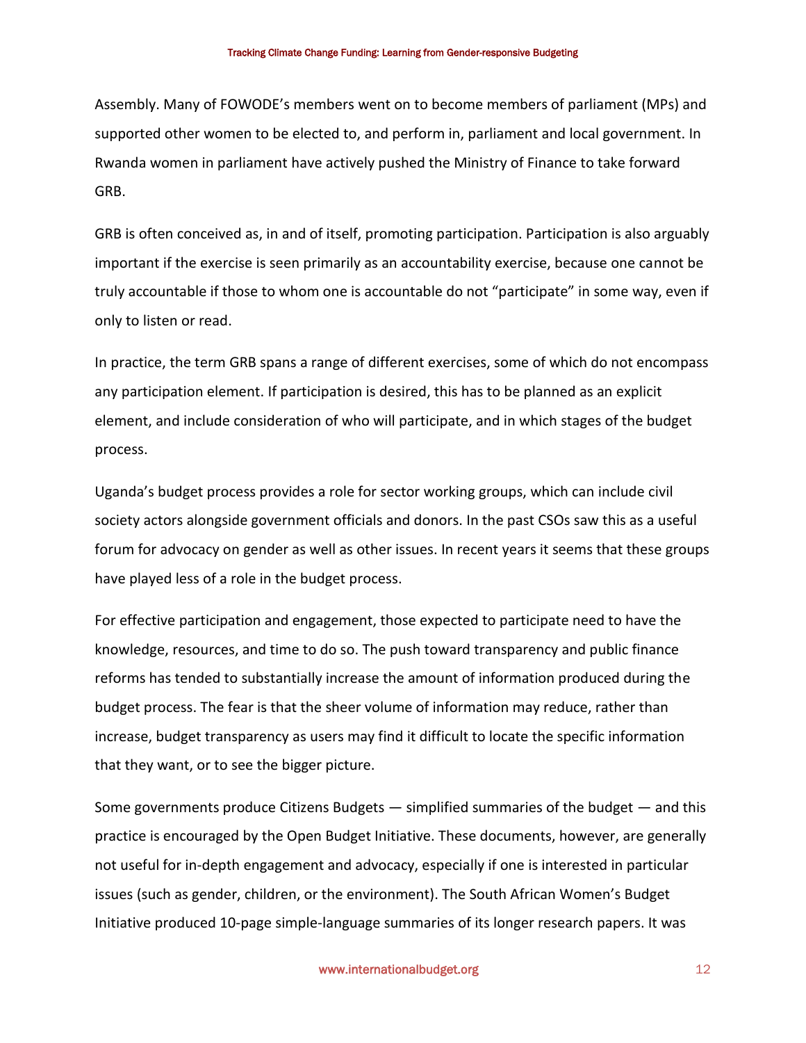Assembly. Many of FOWODE's members went on to become members of parliament (MPs) and supported other women to be elected to, and perform in, parliament and local government. In Rwanda women in parliament have actively pushed the Ministry of Finance to take forward GRB.

GRB is often conceived as, in and of itself, promoting participation. Participation is also arguably important if the exercise is seen primarily as an accountability exercise, because one cannot be truly accountable if those to whom one is accountable do not "participate" in some way, even if only to listen or read.

In practice, the term GRB spans a range of different exercises, some of which do not encompass any participation element. If participation is desired, this has to be planned as an explicit element, and include consideration of who will participate, and in which stages of the budget process.

Uganda's budget process provides a role for sector working groups, which can include civil society actors alongside government officials and donors. In the past CSOs saw this as a useful forum for advocacy on gender as well as other issues. In recent years it seems that these groups have played less of a role in the budget process.

For effective participation and engagement, those expected to participate need to have the knowledge, resources, and time to do so. The push toward transparency and public finance reforms has tended to substantially increase the amount of information produced during the budget process. The fear is that the sheer volume of information may reduce, rather than increase, budget transparency as users may find it difficult to locate the specific information that they want, or to see the bigger picture.

Some governments produce Citizens Budgets — simplified summaries of the budget — and this practice is encouraged by the Open Budget Initiative. These documents, however, are generally not useful for in-depth engagement and advocacy, especially if one is interested in particular issues (such as gender, children, or the environment). The South African Women's Budget Initiative produced 10-page simple-language summaries of its longer research papers. It was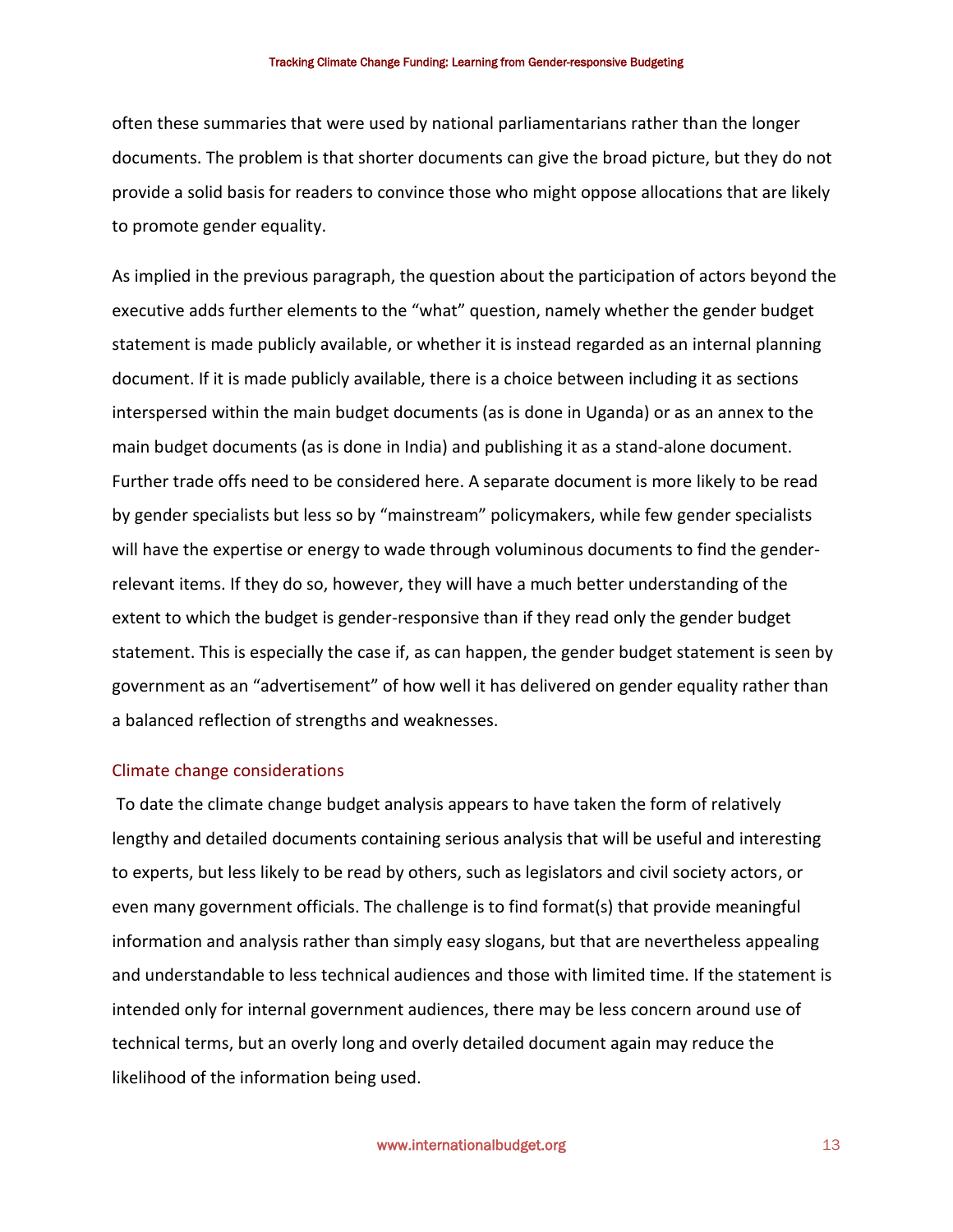often these summaries that were used by national parliamentarians rather than the longer documents. The problem is that shorter documents can give the broad picture, but they do not provide a solid basis for readers to convince those who might oppose allocations that are likely to promote gender equality.

As implied in the previous paragraph, the question about the participation of actors beyond the executive adds further elements to the "what" question, namely whether the gender budget statement is made publicly available, or whether it is instead regarded as an internal planning document. If it is made publicly available, there is a choice between including it as sections interspersed within the main budget documents (as is done in Uganda) or as an annex to the main budget documents (as is done in India) and publishing it as a stand-alone document. Further trade offs need to be considered here. A separate document is more likely to be read by gender specialists but less so by "mainstream" policymakers, while few gender specialists will have the expertise or energy to wade through voluminous documents to find the gender-relevant items. If they do so, however, they will have a much better understanding of the extent to which the budget is gender-responsive than if they read only the gender budget statement. This is especially the case if, as can happen, the gender budget statement is seen by government as an "advertisement" of how well it has delivered on gender equality rather than a balanced reflection of strengths and weaknesses.

### Climate change considerations

To date the climate change budget analysis appears to have taken the form of relatively lengthy and detailed documents containing serious analysis that will be useful and interesting to experts, but less likely to be read by others, such as legislators and civil society actors, or even many government officials. The challenge is to find format(s) that provide meaningful information and analysis rather than simply easy slogans, but that are nevertheless appealing and understandable to less technical audiences and those with limited time. If the statement is intended only for internal government audiences, there may be less concern around use of technical terms, but an overly long and overly detailed document again may reduce the likelihood of the information being used.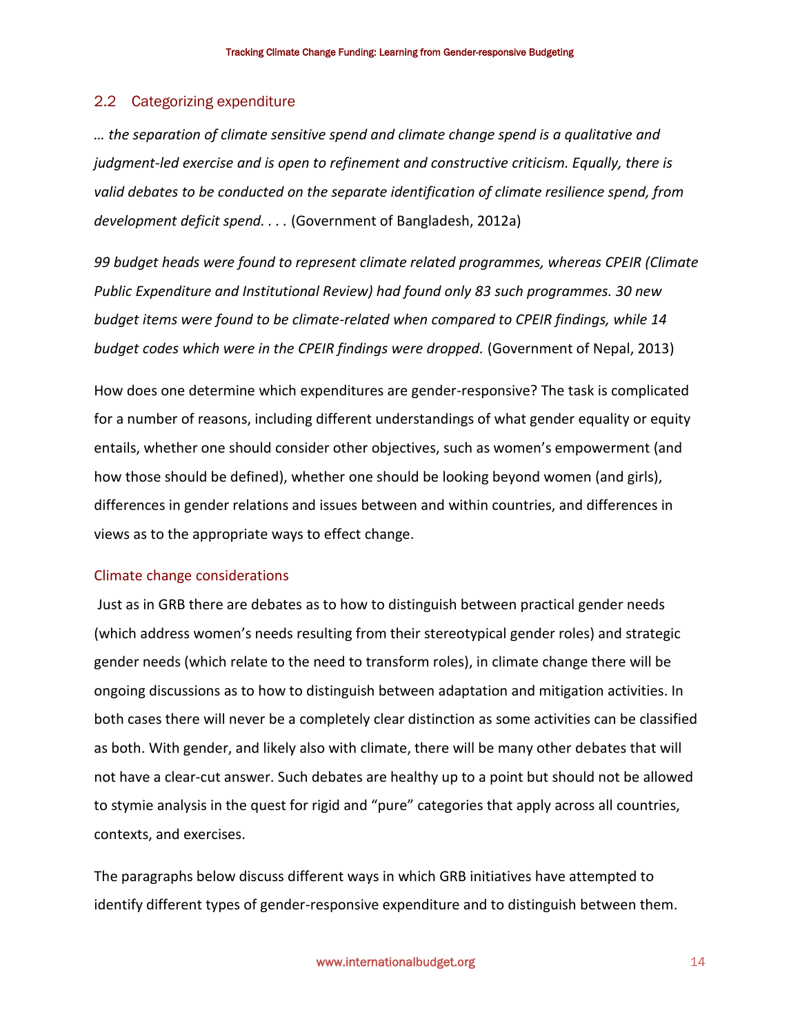## 2.2 Categorizing expenditure

*… the separation of climate sensitive spend and climate change spend is a qualitative and judgment-led exercise and is open to refinement and constructive criticism. Equally, there is valid debates to be conducted on the separate identification of climate resilience spend, from development deficit spend. . . .* (Government of Bangladesh, 2012a)

*99 budget heads were found to represent climate related programmes, whereas CPEIR (Climate Public Expenditure and Institutional Review) had found only 83 such programmes. 30 new budget items were found to be climate-related when compared to CPEIR findings, while 14 budget codes which were in the CPEIR findings were dropped.* (Government of Nepal, 2013)

How does one determine which expenditures are gender-responsive? The task is complicated for a number of reasons, including different understandings of what gender equality or equity entails, whether one should consider other objectives, such as women's empowerment (and how those should be defined), whether one should be looking beyond women (and girls), differences in gender relations and issues between and within countries, and differences in views as to the appropriate ways to effect change.

### Climate change considerations

Just as in GRB there are debates as to how to distinguish between practical gender needs (which address women's needs resulting from their stereotypical gender roles) and strategic gender needs (which relate to the need to transform roles), in climate change there will be ongoing discussions as to how to distinguish between adaptation and mitigation activities. In both cases there will never be a completely clear distinction as some activities can be classified as both. With gender, and likely also with climate, there will be many other debates that will not have a clear-cut answer. Such debates are healthy up to a point but should not be allowed to stymie analysis in the quest for rigid and "pure" categories that apply across all countries, contexts, and exercises.

The paragraphs below discuss different ways in which GRB initiatives have attempted to identify different types of gender-responsive expenditure and to distinguish between them.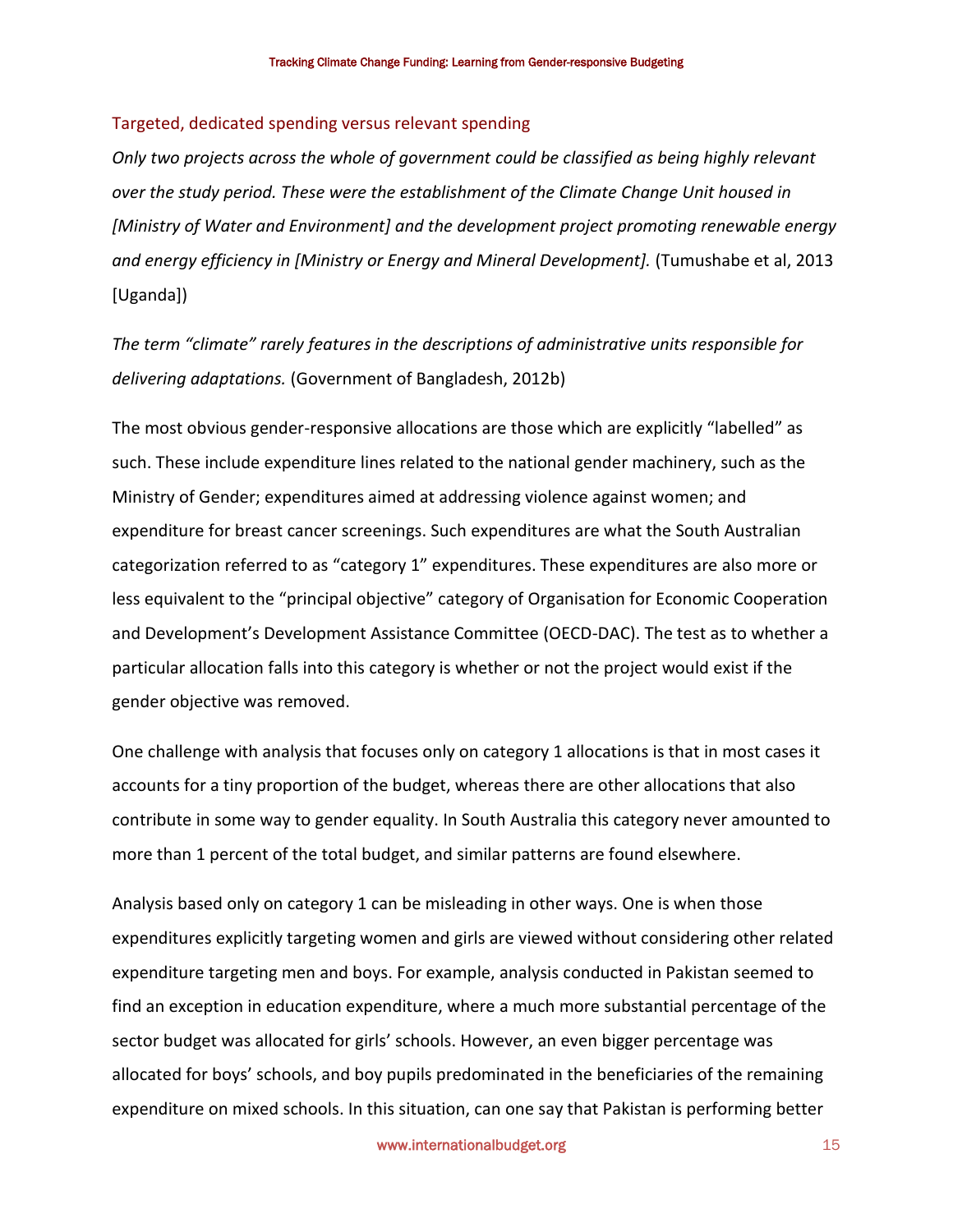### Targeted, dedicated spending versus relevant spending

*Only two projects across the whole of government could be classified as being highly relevant over the study period. These were the establishment of the Climate Change Unit housed in [Ministry of Water and Environment] and the development project promoting renewable energy and energy efficiency in [Ministry or Energy and Mineral Development].* (Tumushabe et al, 2013 [Uganda])

*The term "climate" rarely features in the descriptions of administrative units responsible for delivering adaptations.* (Government of Bangladesh, 2012b)

The most obvious gender-responsive allocations are those which are explicitly "labelled" as such. These include expenditure lines related to the national gender machinery, such as the Ministry of Gender; expenditures aimed at addressing violence against women; and expenditure for breast cancer screenings. Such expenditures are what the South Australian categorization referred to as "category 1" expenditures. These expenditures are also more or less equivalent to the "principal objective" category of Organisation for Economic Cooperation and Development's Development Assistance Committee (OECD-DAC). The test as to whether a particular allocation falls into this category is whether or not the project would exist if the gender objective was removed.

One challenge with analysis that focuses only on category 1 allocations is that in most cases it accounts for a tiny proportion of the budget, whereas there are other allocations that also contribute in some way to gender equality. In South Australia this category never amounted to more than 1 percent of the total budget, and similar patterns are found elsewhere.

Analysis based only on category 1 can be misleading in other ways. One is when those expenditures explicitly targeting women and girls are viewed without considering other related expenditure targeting men and boys. For example, analysis conducted in Pakistan seemed to find an exception in education expenditure, where a much more substantial percentage of the sector budget was allocated for girls' schools. However, an even bigger percentage was allocated for boys' schools, and boy pupils predominated in the beneficiaries of the remaining expenditure on mixed schools. In this situation, can one say that Pakistan is performing better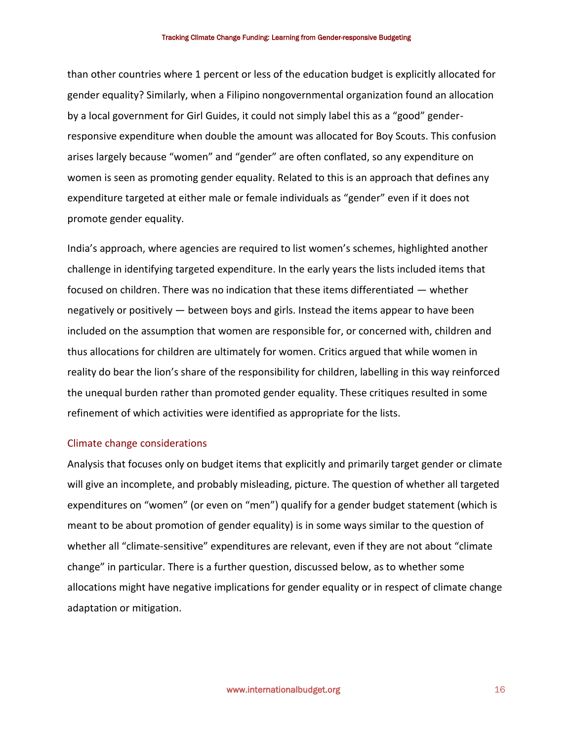than other countries where 1 percent or less of the education budget is explicitly allocated for gender equality? Similarly, when a Filipino nongovernmental organization found an allocation by a local government for Girl Guides, it could not simply label this as a "good" gender-responsive expenditure when double the amount was allocated for Boy Scouts. This confusion arises largely because "women" and "gender" are often conflated, so any expenditure on women is seen as promoting gender equality. Related to this is an approach that defines any expenditure targeted at either male or female individuals as "gender" even if it does not promote gender equality.

India's approach, where agencies are required to list women's schemes, highlighted another challenge in identifying targeted expenditure. In the early years the lists included items that focused on children. There was no indication that these items differentiated — whether negatively or positively — between boys and girls. Instead the items appear to have been included on the assumption that women are responsible for, or concerned with, children and thus allocations for children are ultimately for women. Critics argued that while women in reality do bear the lion's share of the responsibility for children, labelling in this way reinforced the unequal burden rather than promoted gender equality. These critiques resulted in some refinement of which activities were identified as appropriate for the lists.

### Climate change considerations

Analysis that focuses only on budget items that explicitly and primarily target gender or climate will give an incomplete, and probably misleading, picture. The question of whether all targeted expenditures on "women" (or even on "men") qualify for a gender budget statement (which is meant to be about promotion of gender equality) is in some ways similar to the question of whether all "climate-sensitive" expenditures are relevant, even if they are not about "climate change" in particular. There is a further question, discussed below, as to whether some allocations might have negative implications for gender equality or in respect of climate change adaptation or mitigation.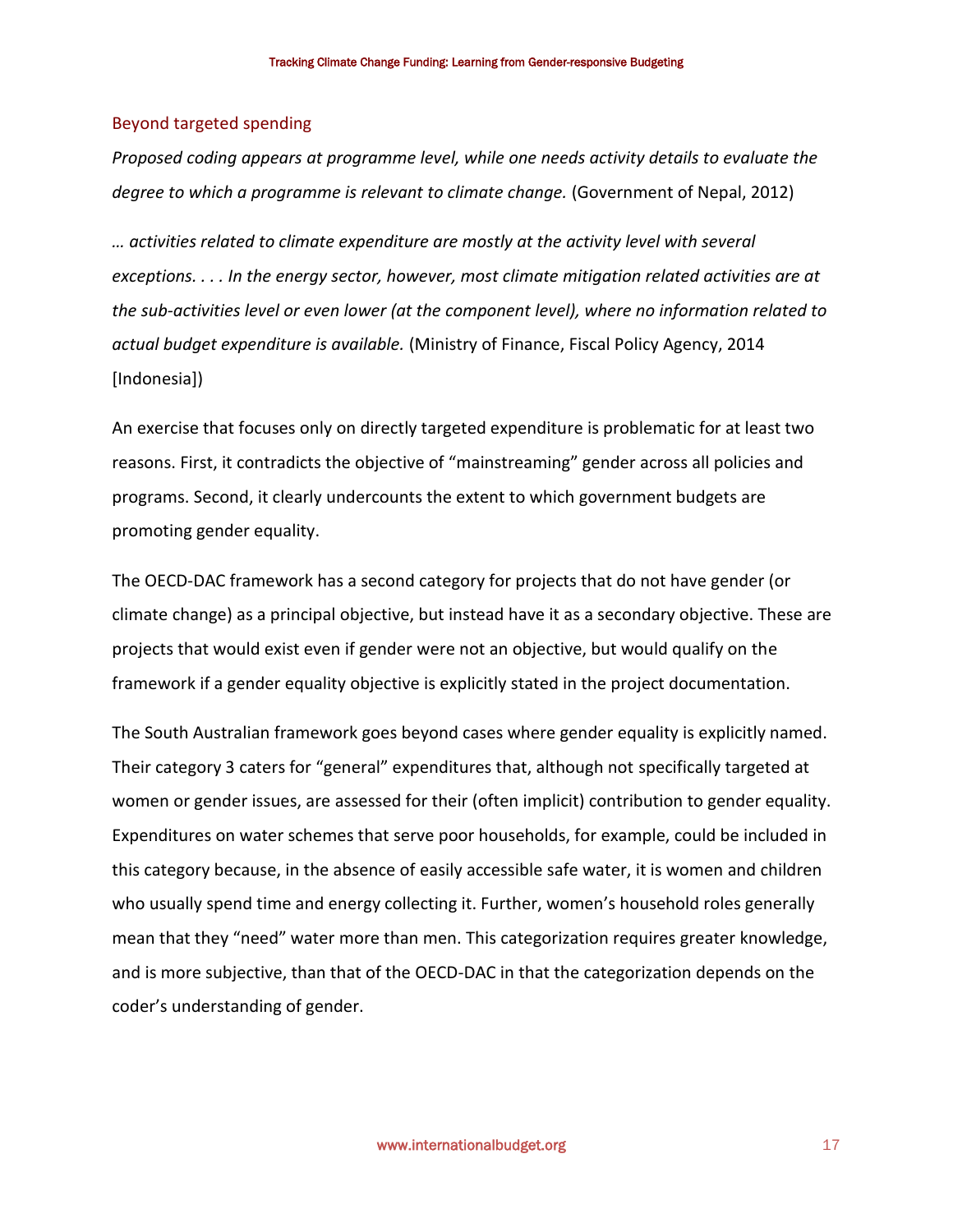## Beyond targeted spending

*Proposed coding appears at programme level, while one needs activity details to evaluate the degree to which a programme is relevant to climate change.* (Government of Nepal, 2012)

*… activities related to climate expenditure are mostly at the activity level with several exceptions. . . . In the energy sector, however, most climate mitigation related activities are at the sub-activities level or even lower (at the component level), where no information related to actual budget expenditure is available.* (Ministry of Finance, Fiscal Policy Agency, 2014 [Indonesia])

An exercise that focuses only on directly targeted expenditure is problematic for at least two reasons. First, it contradicts the objective of "mainstreaming" gender across all policies and programs. Second, it clearly undercounts the extent to which government budgets are promoting gender equality.

The OECD-DAC framework has a second category for projects that do not have gender (or climate change) as a principal objective, but instead have it as a secondary objective. These are projects that would exist even if gender were not an objective, but would qualify on the framework if a gender equality objective is explicitly stated in the project documentation.

The South Australian framework goes beyond cases where gender equality is explicitly named. Their category 3 caters for "general" expenditures that, although not specifically targeted at women or gender issues, are assessed for their (often implicit) contribution to gender equality. Expenditures on water schemes that serve poor households, for example, could be included in this category because, in the absence of easily accessible safe water, it is women and children who usually spend time and energy collecting it. Further, women's household roles generally mean that they "need" water more than men. This categorization requires greater knowledge, and is more subjective, than that of the OECD-DAC in that the categorization depends on the coder's understanding of gender.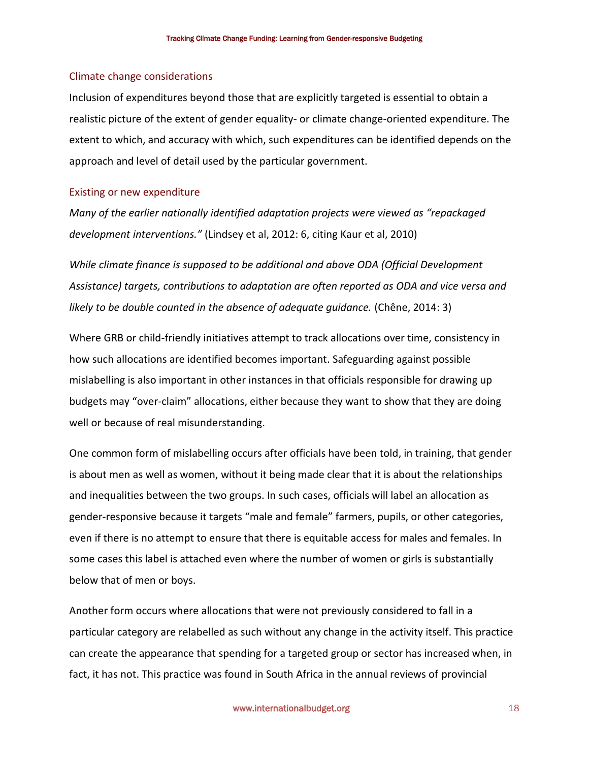### Climate change considerations

Inclusion of expenditures beyond those that are explicitly targeted is essential to obtain a realistic picture of the extent of gender equality- or climate change-oriented expenditure. The extent to which, and accuracy with which, such expenditures can be identified depends on the approach and level of detail used by the particular government.

### Existing or new expenditure

*Many of the earlier nationally identified adaptation projects were viewed as "repackaged development interventions."* (Lindsey et al, 2012: 6, citing Kaur et al, 2010)

*While climate finance is supposed to be additional and above ODA (Official Development Assistance) targets, contributions to adaptation are often reported as ODA and vice versa and likely to be double counted in the absence of adequate guidance.* (Chêne, 2014: 3)

Where GRB or child-friendly initiatives attempt to track allocations over time, consistency in how such allocations are identified becomes important. Safeguarding against possible mislabelling is also important in other instances in that officials responsible for drawing up budgets may "over-claim" allocations, either because they want to show that they are doing well or because of real misunderstanding.

One common form of mislabelling occurs after officials have been told, in training, that gender is about men as well as women, without it being made clear that it is about the relationships and inequalities between the two groups. In such cases, officials will label an allocation as gender-responsive because it targets "male and female" farmers, pupils, or other categories, even if there is no attempt to ensure that there is equitable access for males and females. In some cases this label is attached even where the number of women or girls is substantially below that of men or boys.

Another form occurs where allocations that were not previously considered to fall in a particular category are relabelled as such without any change in the activity itself. This practice can create the appearance that spending for a targeted group or sector has increased when, in fact, it has not. This practice was found in South Africa in the annual reviews of provincial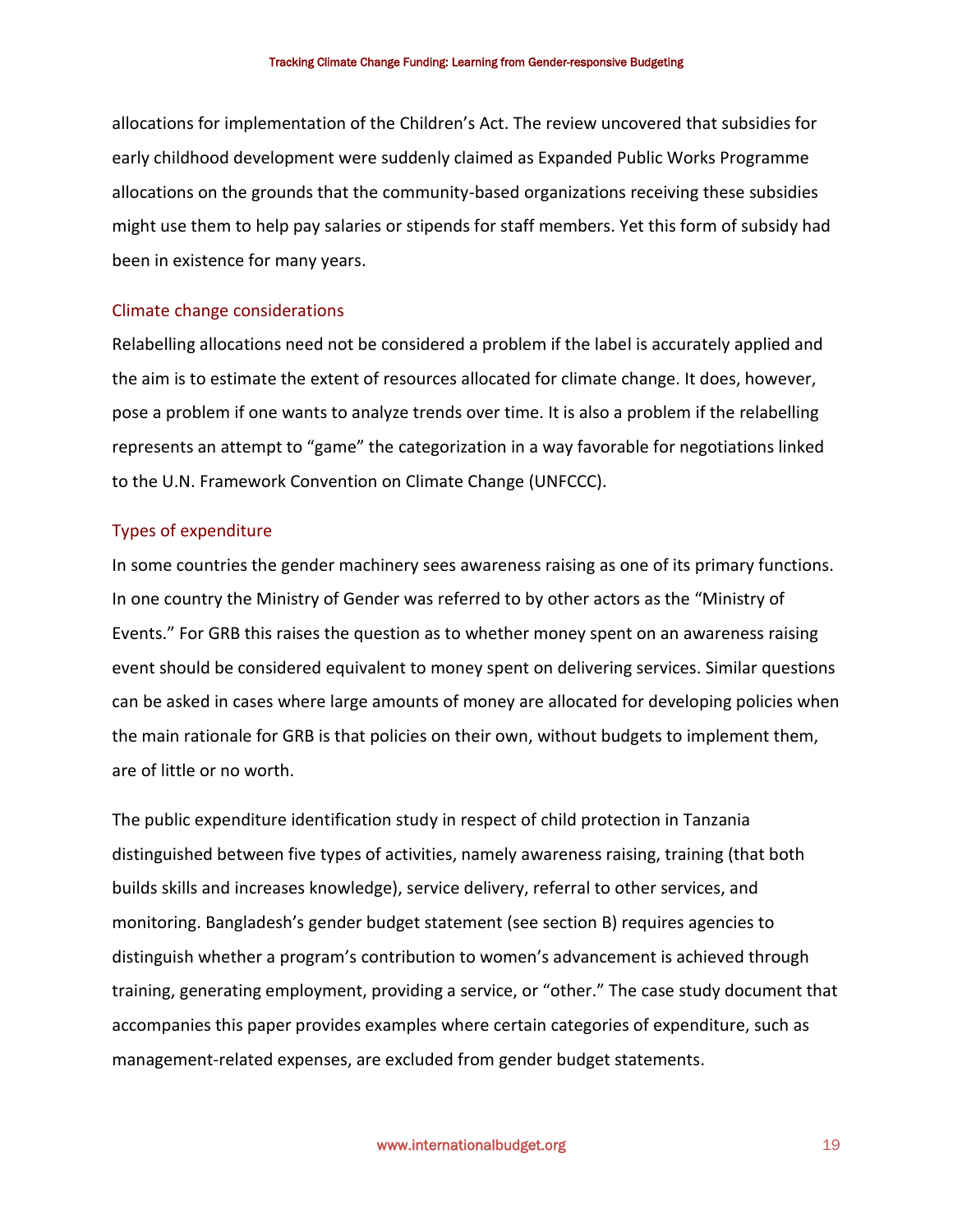allocations for implementation of the Children's Act. The review uncovered that subsidies for early childhood development were suddenly claimed as Expanded Public Works Programme allocations on the grounds that the community-based organizations receiving these subsidies might use them to help pay salaries or stipends for staff members. Yet this form of subsidy had been in existence for many years.

### Climate change considerations

Relabelling allocations need not be considered a problem if the label is accurately applied and the aim is to estimate the extent of resources allocated for climate change. It does, however, pose a problem if one wants to analyze trends over time. It is also a problem if the relabelling represents an attempt to "game" the categorization in a way favorable for negotiations linked to the U.N. Framework Convention on Climate Change (UNFCCC).

### Types of expenditure

In some countries the gender machinery sees awareness raising as one of its primary functions. In one country the Ministry of Gender was referred to by other actors as the "Ministry of Events." For GRB this raises the question as to whether money spent on an awareness raising event should be considered equivalent to money spent on delivering services. Similar questions can be asked in cases where large amounts of money are allocated for developing policies when the main rationale for GRB is that policies on their own, without budgets to implement them, are of little or no worth.

The public expenditure identification study in respect of child protection in Tanzania distinguished between five types of activities, namely awareness raising, training (that both builds skills and increases knowledge), service delivery, referral to other services, and monitoring. Bangladesh's gender budget statement (see section B) requires agencies to distinguish whether a program's contribution to women's advancement is achieved through training, generating employment, providing a service, or "other." The case study document that accompanies this paper provides examples where certain categories of expenditure, such as management-related expenses, are excluded from gender budget statements.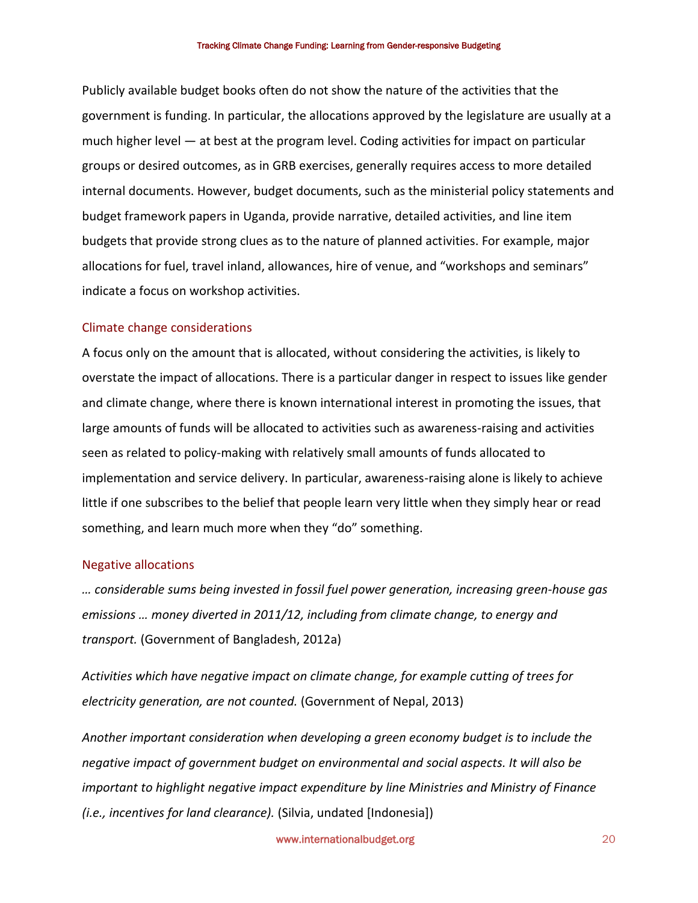Publicly available budget books often do not show the nature of the activities that the government is funding. In particular, the allocations approved by the legislature are usually at a much higher level — at best at the program level. Coding activities for impact on particular groups or desired outcomes, as in GRB exercises, generally requires access to more detailed internal documents. However, budget documents, such as the ministerial policy statements and budget framework papers in Uganda, provide narrative, detailed activities, and line item budgets that provide strong clues as to the nature of planned activities. For example, major allocations for fuel, travel inland, allowances, hire of venue, and "workshops and seminars" indicate a focus on workshop activities.

### Climate change considerations

A focus only on the amount that is allocated, without considering the activities, is likely to overstate the impact of allocations. There is a particular danger in respect to issues like gender and climate change, where there is known international interest in promoting the issues, that large amounts of funds will be allocated to activities such as awareness-raising and activities seen as related to policy-making with relatively small amounts of funds allocated to implementation and service delivery. In particular, awareness-raising alone is likely to achieve little if one subscribes to the belief that people learn very little when they simply hear or read something, and learn much more when they "do" something.

### Negative allocations

*… considerable sums being invested in fossil fuel power generation, increasing green-house gas emissions … money diverted in 2011/12, including from climate change, to energy and transport.* (Government of Bangladesh, 2012a)

*Activities which have negative impact on climate change, for example cutting of trees for electricity generation, are not counted.* (Government of Nepal, 2013)

*Another important consideration when developing a green economy budget is to include the negative impact of government budget on environmental and social aspects. It will also be important to highlight negative impact expenditure by line Ministries and Ministry of Finance (i.e., incentives for land clearance).* (Silvia, undated [Indonesia])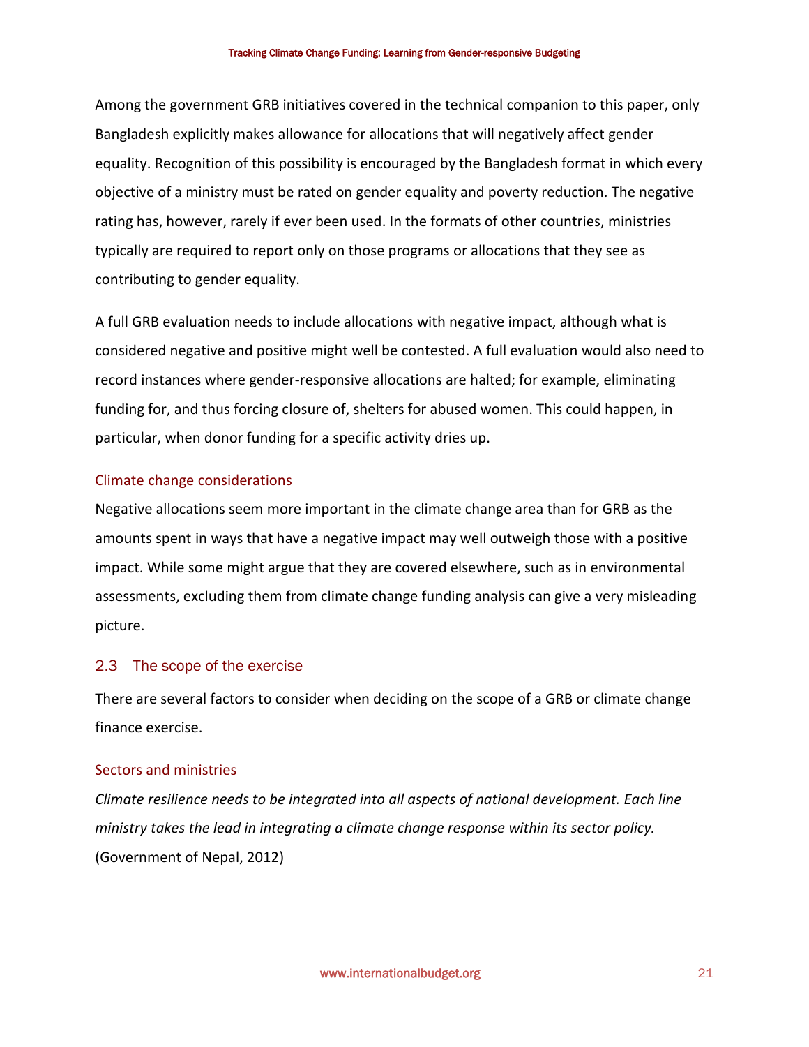Among the government GRB initiatives covered in the technical companion to this paper, only Bangladesh explicitly makes allowance for allocations that will negatively affect gender equality. Recognition of this possibility is encouraged by the Bangladesh format in which every objective of a ministry must be rated on gender equality and poverty reduction. The negative rating has, however, rarely if ever been used. In the formats of other countries, ministries typically are required to report only on those programs or allocations that they see as contributing to gender equality.

A full GRB evaluation needs to include allocations with negative impact, although what is considered negative and positive might well be contested. A full evaluation would also need to record instances where gender-responsive allocations are halted; for example, eliminating funding for, and thus forcing closure of, shelters for abused women. This could happen, in particular, when donor funding for a specific activity dries up.

#### Climate change considerations

Negative allocations seem more important in the climate change area than for GRB as the amounts spent in ways that have a negative impact may well outweigh those with a positive impact. While some might argue that they are covered elsewhere, such as in environmental assessments, excluding them from climate change funding analysis can give a very misleading picture.

### 2.3 The scope of the exercise

There are several factors to consider when deciding on the scope of a GRB or climate change finance exercise.

#### Sectors and ministries

*Climate resilience needs to be integrated into all aspects of national development. Each line ministry takes the lead in integrating a climate change response within its sector policy.* (Government of Nepal, 2012)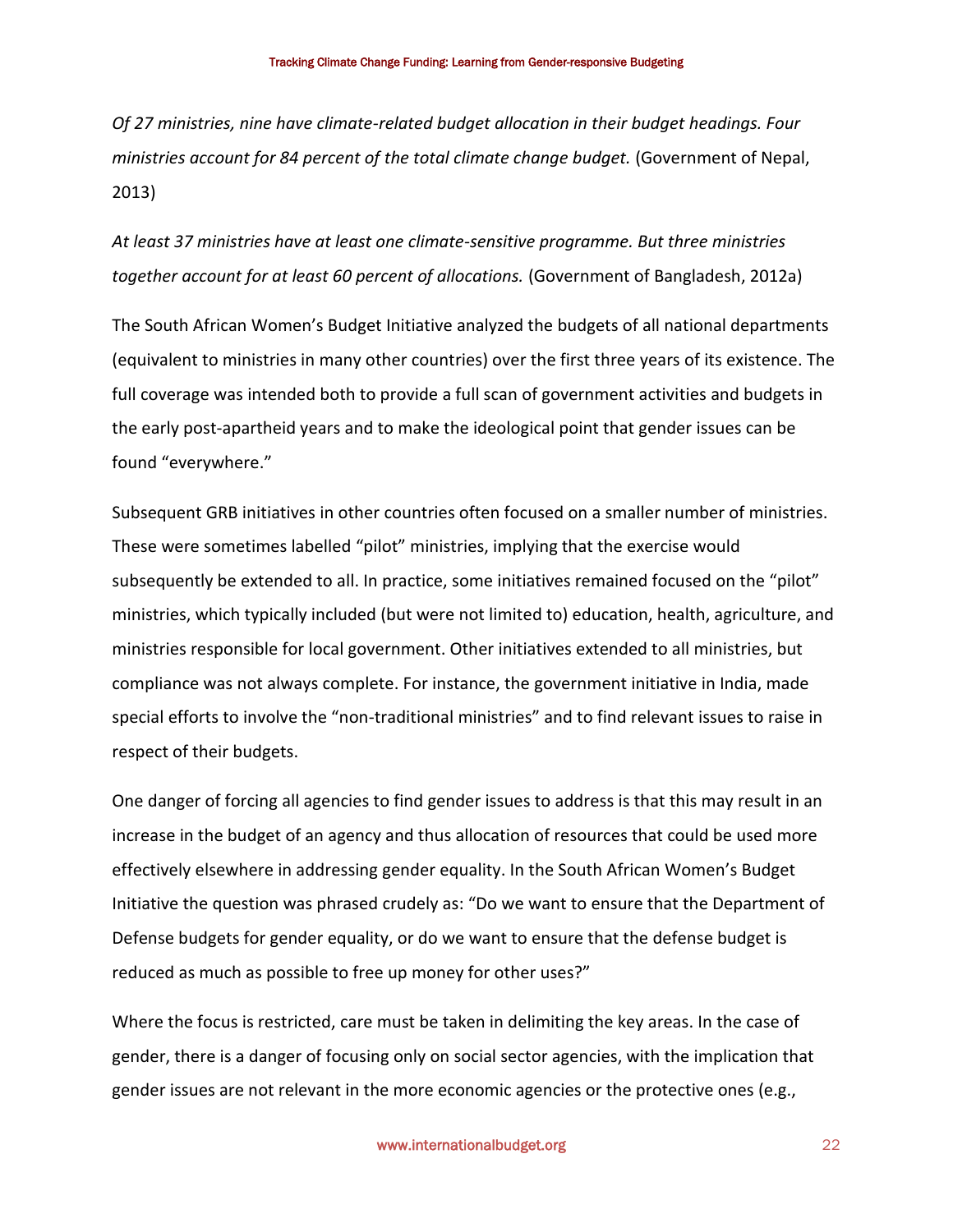*Of 27 ministries, nine have climate-related budget allocation in their budget headings. Four ministries account for 84 percent of the total climate change budget.* (Government of Nepal, 2013)

*At least 37 ministries have at least one climate-sensitive programme. But three ministries together account for at least 60 percent of allocations.* (Government of Bangladesh, 2012a)

The South African Women's Budget Initiative analyzed the budgets of all national departments (equivalent to ministries in many other countries) over the first three years of its existence. The full coverage was intended both to provide a full scan of government activities and budgets in the early post-apartheid years and to make the ideological point that gender issues can be found "everywhere."

Subsequent GRB initiatives in other countries often focused on a smaller number of ministries. These were sometimes labelled "pilot" ministries, implying that the exercise would subsequently be extended to all. In practice, some initiatives remained focused on the "pilot" ministries, which typically included (but were not limited to) education, health, agriculture, and ministries responsible for local government. Other initiatives extended to all ministries, but compliance was not always complete. For instance, the government initiative in India, made special efforts to involve the "non-traditional ministries" and to find relevant issues to raise in respect of their budgets.

One danger of forcing all agencies to find gender issues to address is that this may result in an increase in the budget of an agency and thus allocation of resources that could be used more effectively elsewhere in addressing gender equality. In the South African Women's Budget Initiative the question was phrased crudely as: "Do we want to ensure that the Department of Defense budgets for gender equality, or do we want to ensure that the defense budget is reduced as much as possible to free up money for other uses?"

Where the focus is restricted, care must be taken in delimiting the key areas. In the case of gender, there is a danger of focusing only on social sector agencies, with the implication that gender issues are not relevant in the more economic agencies or the protective ones (e.g.,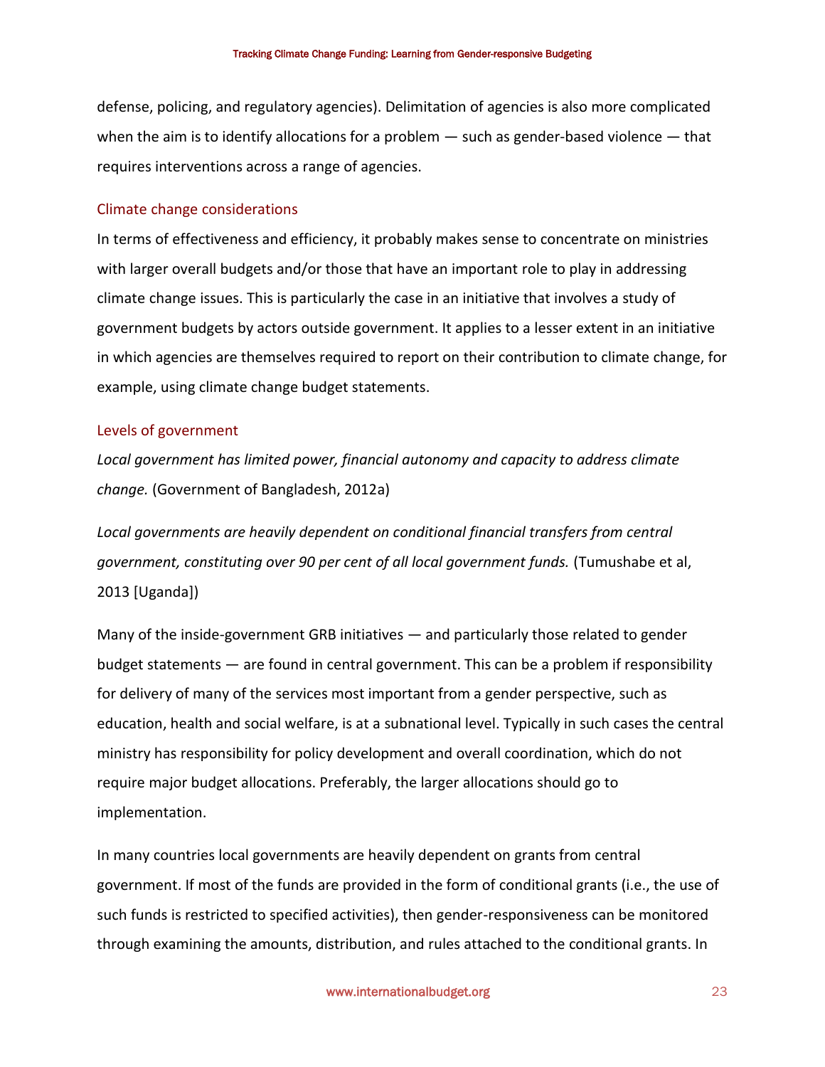defense, policing, and regulatory agencies). Delimitation of agencies is also more complicated when the aim is to identify allocations for a problem — such as gender-based violence — that requires interventions across a range of agencies.

### Climate change considerations

In terms of effectiveness and efficiency, it probably makes sense to concentrate on ministries with larger overall budgets and/or those that have an important role to play in addressing climate change issues. This is particularly the case in an initiative that involves a study of government budgets by actors outside government. It applies to a lesser extent in an initiative in which agencies are themselves required to report on their contribution to climate change, for example, using climate change budget statements.

### Levels of government

*Local government has limited power, financial autonomy and capacity to address climate change.* (Government of Bangladesh, 2012a)

*Local governments are heavily dependent on conditional financial transfers from central government, constituting over 90 per cent of all local government funds.* (Tumushabe et al, 2013 [Uganda])

Many of the inside-government GRB initiatives — and particularly those related to gender budget statements — are found in central government. This can be a problem if responsibility for delivery of many of the services most important from a gender perspective, such as education, health and social welfare, is at a subnational level. Typically in such cases the central ministry has responsibility for policy development and overall coordination, which do not require major budget allocations. Preferably, the larger allocations should go to implementation.

In many countries local governments are heavily dependent on grants from central government. If most of the funds are provided in the form of conditional grants (i.e., the use of such funds is restricted to specified activities), then gender-responsiveness can be monitored through examining the amounts, distribution, and rules attached to the conditional grants. In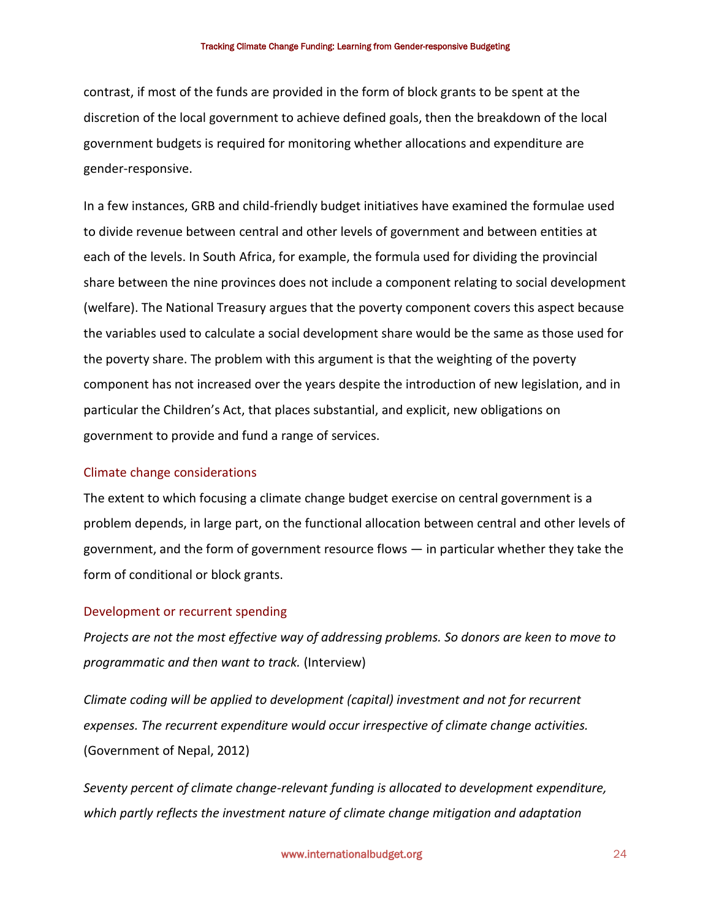contrast, if most of the funds are provided in the form of block grants to be spent at the discretion of the local government to achieve defined goals, then the breakdown of the local government budgets is required for monitoring whether allocations and expenditure are gender-responsive.

In a few instances, GRB and child-friendly budget initiatives have examined the formulae used to divide revenue between central and other levels of government and between entities at each of the levels. In South Africa, for example, the formula used for dividing the provincial share between the nine provinces does not include a component relating to social development (welfare). The National Treasury argues that the poverty component covers this aspect because the variables used to calculate a social development share would be the same as those used for the poverty share. The problem with this argument is that the weighting of the poverty component has not increased over the years despite the introduction of new legislation, and in particular the Children's Act, that places substantial, and explicit, new obligations on government to provide and fund a range of services.

### Climate change considerations

The extent to which focusing a climate change budget exercise on central government is a problem depends, in large part, on the functional allocation between central and other levels of government, and the form of government resource flows — in particular whether they take the form of conditional or block grants.

### Development or recurrent spending

*Projects are not the most effective way of addressing problems. So donors are keen to move to programmatic and then want to track.* (Interview)

*Climate coding will be applied to development (capital) investment and not for recurrent expenses. The recurrent expenditure would occur irrespective of climate change activities.* (Government of Nepal, 2012)

*Seventy percent of climate change-relevant funding is allocated to development expenditure, which partly reflects the investment nature of climate change mitigation and adaptation*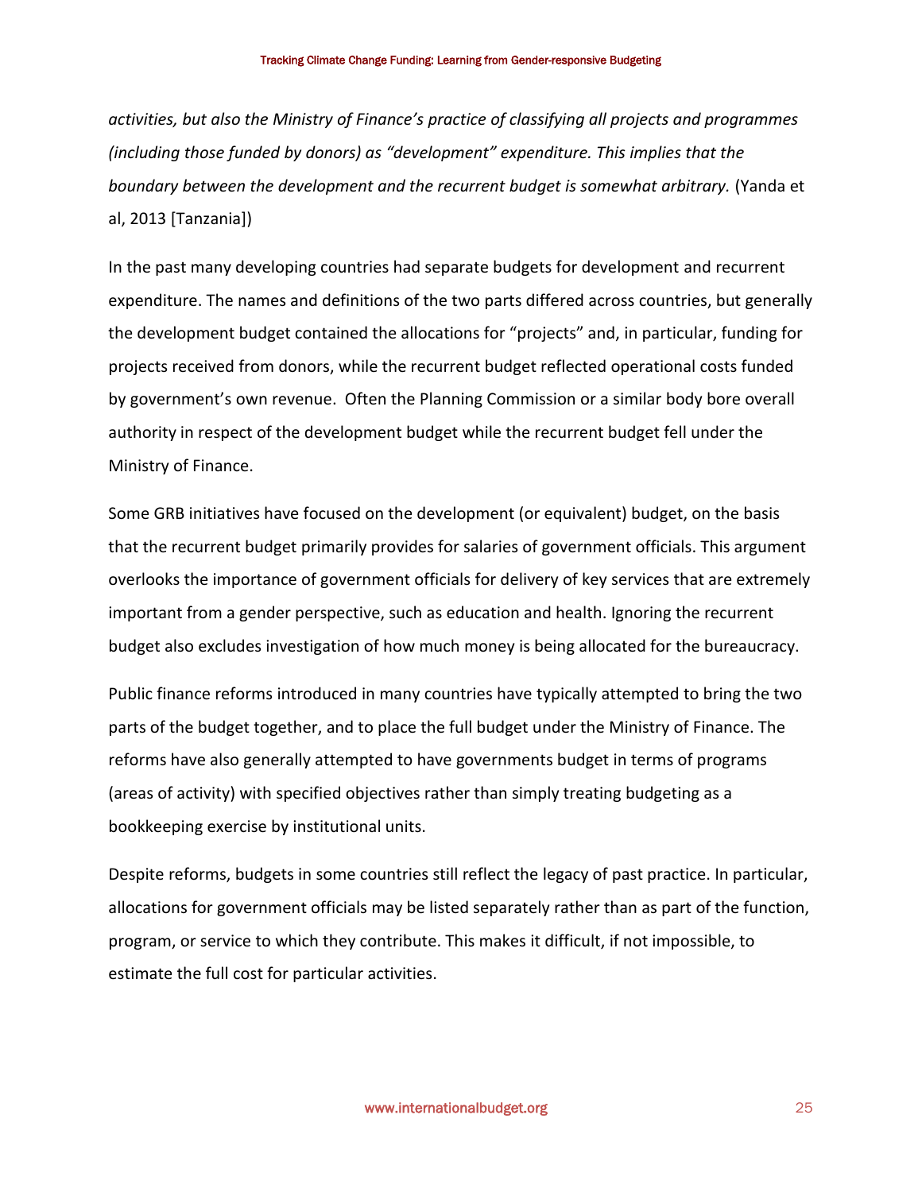*activities, but also the Ministry of Finance's practice of classifying all projects and programmes (including those funded by donors) as "development" expenditure. This implies that the boundary between the development and the recurrent budget is somewhat arbitrary.* (Yanda et al, 2013 [Tanzania])

In the past many developing countries had separate budgets for development and recurrent expenditure. The names and definitions of the two parts differed across countries, but generally the development budget contained the allocations for "projects" and, in particular, funding for projects received from donors, while the recurrent budget reflected operational costs funded by government's own revenue. Often the Planning Commission or a similar body bore overall authority in respect of the development budget while the recurrent budget fell under the Ministry of Finance.

Some GRB initiatives have focused on the development (or equivalent) budget, on the basis that the recurrent budget primarily provides for salaries of government officials. This argument overlooks the importance of government officials for delivery of key services that are extremely important from a gender perspective, such as education and health. Ignoring the recurrent budget also excludes investigation of how much money is being allocated for the bureaucracy.

Public finance reforms introduced in many countries have typically attempted to bring the two parts of the budget together, and to place the full budget under the Ministry of Finance. The reforms have also generally attempted to have governments budget in terms of programs (areas of activity) with specified objectives rather than simply treating budgeting as a bookkeeping exercise by institutional units.

Despite reforms, budgets in some countries still reflect the legacy of past practice. In particular, allocations for government officials may be listed separately rather than as part of the function, program, or service to which they contribute. This makes it difficult, if not impossible, to estimate the full cost for particular activities.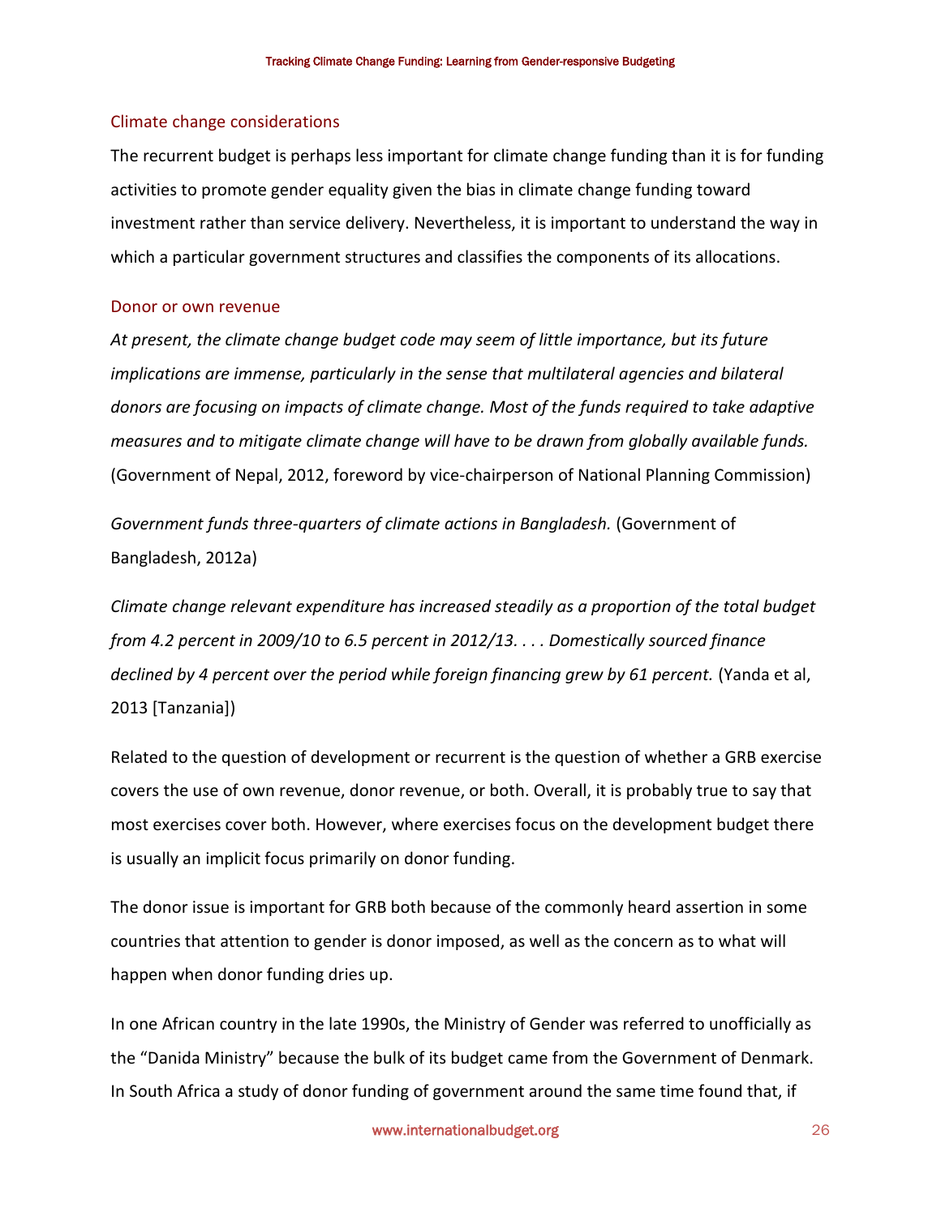### Climate change considerations

The recurrent budget is perhaps less important for climate change funding than it is for funding activities to promote gender equality given the bias in climate change funding toward investment rather than service delivery. Nevertheless, it is important to understand the way in which a particular government structures and classifies the components of its allocations.

### Donor or own revenue

*At present, the climate change budget code may seem of little importance, but its future implications are immense, particularly in the sense that multilateral agencies and bilateral donors are focusing on impacts of climate change. Most of the funds required to take adaptive measures and to mitigate climate change will have to be drawn from globally available funds.* (Government of Nepal, 2012, foreword by vice-chairperson of National Planning Commission)

*Government funds three-quarters of climate actions in Bangladesh.* (Government of Bangladesh, 2012a)

*Climate change relevant expenditure has increased steadily as a proportion of the total budget from 4.2 percent in 2009/10 to 6.5 percent in 2012/13. . . . Domestically sourced finance declined by 4 percent over the period while foreign financing grew by 61 percent.* (Yanda et al, 2013 [Tanzania])

Related to the question of development or recurrent is the question of whether a GRB exercise covers the use of own revenue, donor revenue, or both. Overall, it is probably true to say that most exercises cover both. However, where exercises focus on the development budget there is usually an implicit focus primarily on donor funding.

The donor issue is important for GRB both because of the commonly heard assertion in some countries that attention to gender is donor imposed, as well as the concern as to what will happen when donor funding dries up.

In one African country in the late 1990s, the Ministry of Gender was referred to unofficially as the "Danida Ministry" because the bulk of its budget came from the Government of Denmark. In South Africa a study of donor funding of government around the same time found that, if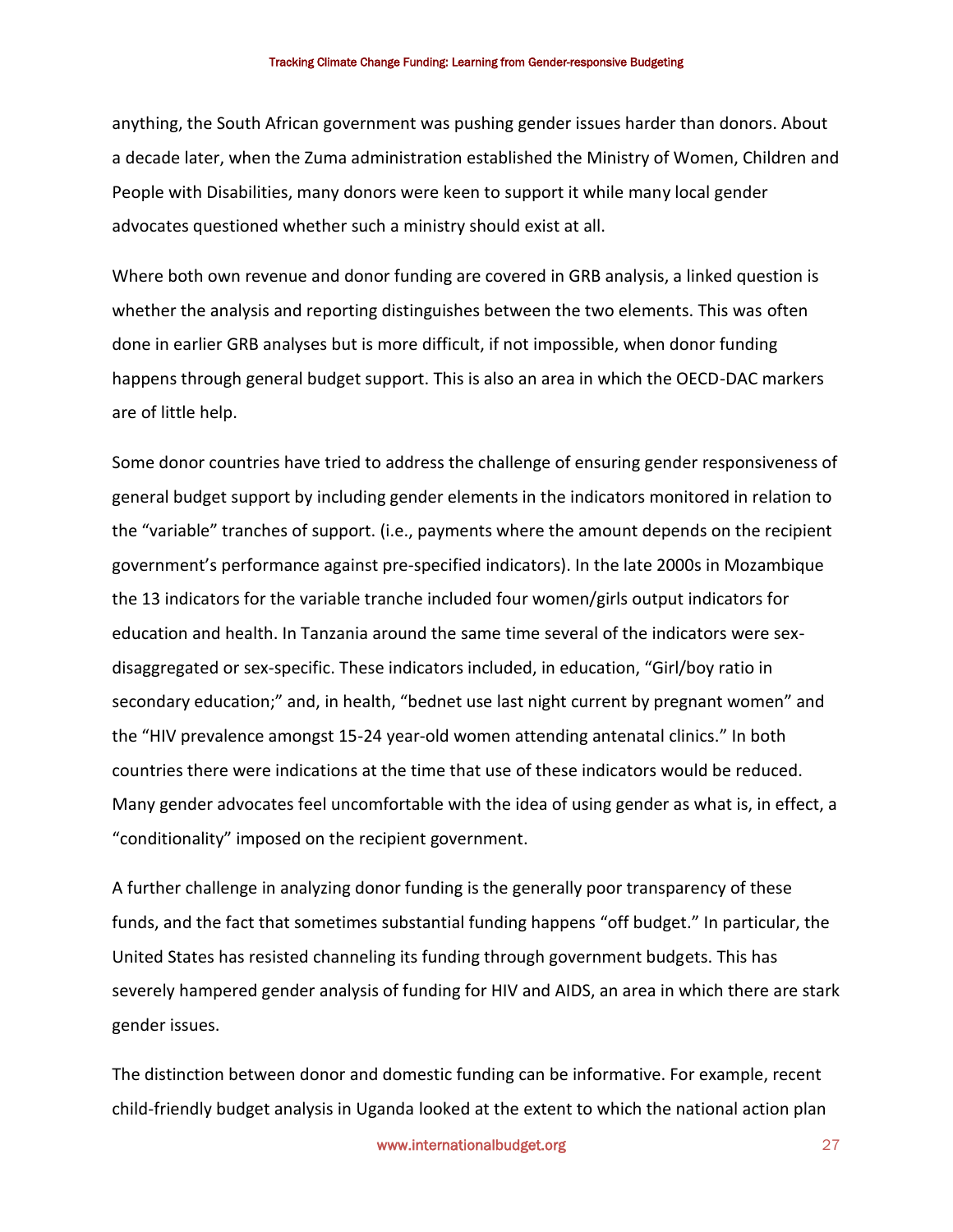anything, the South African government was pushing gender issues harder than donors. About a decade later, when the Zuma administration established the Ministry of Women, Children and People with Disabilities, many donors were keen to support it while many local gender advocates questioned whether such a ministry should exist at all.

Where both own revenue and donor funding are covered in GRB analysis, a linked question is whether the analysis and reporting distinguishes between the two elements. This was often done in earlier GRB analyses but is more difficult, if not impossible, when donor funding happens through general budget support. This is also an area in which the OECD-DAC markers are of little help.

Some donor countries have tried to address the challenge of ensuring gender responsiveness of general budget support by including gender elements in the indicators monitored in relation to the "variable" tranches of support. (i.e., payments where the amount depends on the recipient government's performance against pre-specified indicators). In the late 2000s in Mozambique the 13 indicators for the variable tranche included four women/girls output indicators for education and health. In Tanzania around the same time several of the indicators were sex-disaggregated or sex-specific. These indicators included, in education, "Girl/boy ratio in secondary education;" and, in health, "bednet use last night current by pregnant women" and the "HIV prevalence amongst 15-24 year-old women attending antenatal clinics." In both countries there were indications at the time that use of these indicators would be reduced. Many gender advocates feel uncomfortable with the idea of using gender as what is, in effect, a "conditionality" imposed on the recipient government.

A further challenge in analyzing donor funding is the generally poor transparency of these funds, and the fact that sometimes substantial funding happens "off budget." In particular, the United States has resisted channeling its funding through government budgets. This has severely hampered gender analysis of funding for HIV and AIDS, an area in which there are stark gender issues.

The distinction between donor and domestic funding can be informative. For example, recent child-friendly budget analysis in Uganda looked at the extent to which the national action plan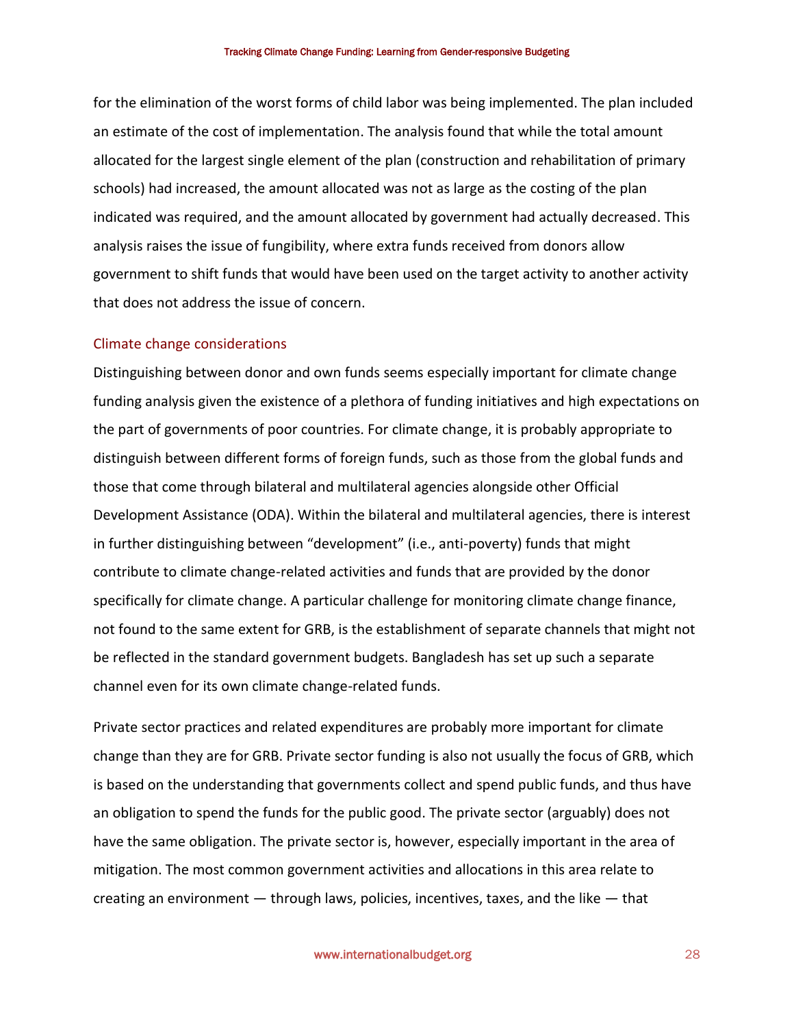for the elimination of the worst forms of child labor was being implemented. The plan included an estimate of the cost of implementation. The analysis found that while the total amount allocated for the largest single element of the plan (construction and rehabilitation of primary schools) had increased, the amount allocated was not as large as the costing of the plan indicated was required, and the amount allocated by government had actually decreased. This analysis raises the issue of fungibility, where extra funds received from donors allow government to shift funds that would have been used on the target activity to another activity that does not address the issue of concern.

### Climate change considerations

Distinguishing between donor and own funds seems especially important for climate change funding analysis given the existence of a plethora of funding initiatives and high expectations on the part of governments of poor countries. For climate change, it is probably appropriate to distinguish between different forms of foreign funds, such as those from the global funds and those that come through bilateral and multilateral agencies alongside other Official Development Assistance (ODA). Within the bilateral and multilateral agencies, there is interest in further distinguishing between "development" (i.e., anti-poverty) funds that might contribute to climate change-related activities and funds that are provided by the donor specifically for climate change. A particular challenge for monitoring climate change finance, not found to the same extent for GRB, is the establishment of separate channels that might not be reflected in the standard government budgets. Bangladesh has set up such a separate channel even for its own climate change-related funds.

Private sector practices and related expenditures are probably more important for climate change than they are for GRB. Private sector funding is also not usually the focus of GRB, which is based on the understanding that governments collect and spend public funds, and thus have an obligation to spend the funds for the public good. The private sector (arguably) does not have the same obligation. The private sector is, however, especially important in the area of mitigation. The most common government activities and allocations in this area relate to creating an environment — through laws, policies, incentives, taxes, and the like — that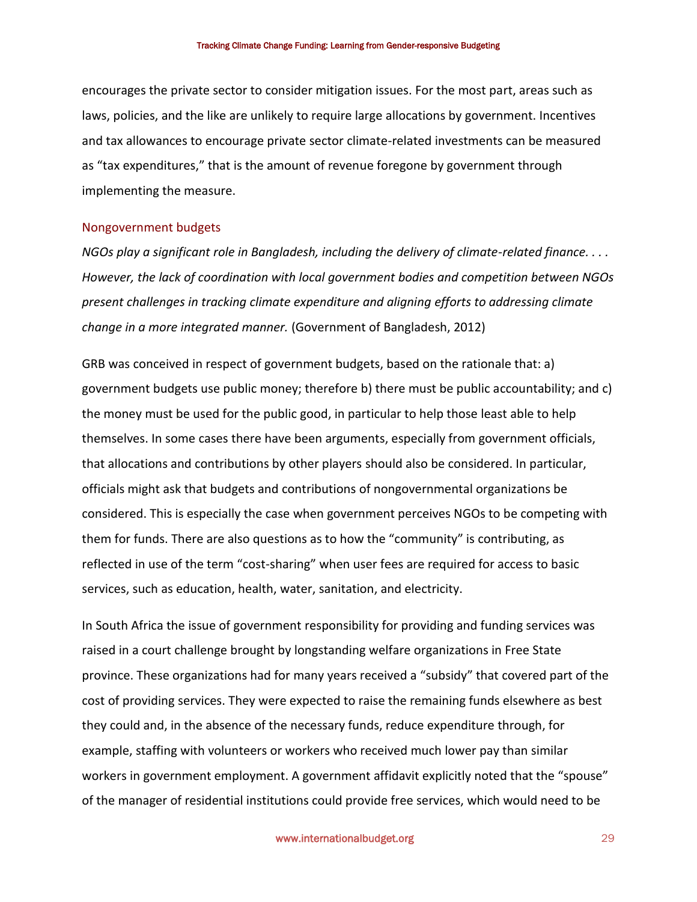encourages the private sector to consider mitigation issues. For the most part, areas such as laws, policies, and the like are unlikely to require large allocations by government. Incentives and tax allowances to encourage private sector climate-related investments can be measured as "tax expenditures," that is the amount of revenue foregone by government through implementing the measure.

### Nongovernment budgets

*NGOs play a significant role in Bangladesh, including the delivery of climate-related finance. . . . However, the lack of coordination with local government bodies and competition between NGOs present challenges in tracking climate expenditure and aligning efforts to addressing climate change in a more integrated manner.* (Government of Bangladesh, 2012)

GRB was conceived in respect of government budgets, based on the rationale that: a) government budgets use public money; therefore b) there must be public accountability; and c) the money must be used for the public good, in particular to help those least able to help themselves. In some cases there have been arguments, especially from government officials, that allocations and contributions by other players should also be considered. In particular, officials might ask that budgets and contributions of nongovernmental organizations be considered. This is especially the case when government perceives NGOs to be competing with them for funds. There are also questions as to how the "community" is contributing, as reflected in use of the term "cost-sharing" when user fees are required for access to basic services, such as education, health, water, sanitation, and electricity.

In South Africa the issue of government responsibility for providing and funding services was raised in a court challenge brought by longstanding welfare organizations in Free State province. These organizations had for many years received a "subsidy" that covered part of the cost of providing services. They were expected to raise the remaining funds elsewhere as best they could and, in the absence of the necessary funds, reduce expenditure through, for example, staffing with volunteers or workers who received much lower pay than similar workers in government employment. A government affidavit explicitly noted that the "spouse" of the manager of residential institutions could provide free services, which would need to be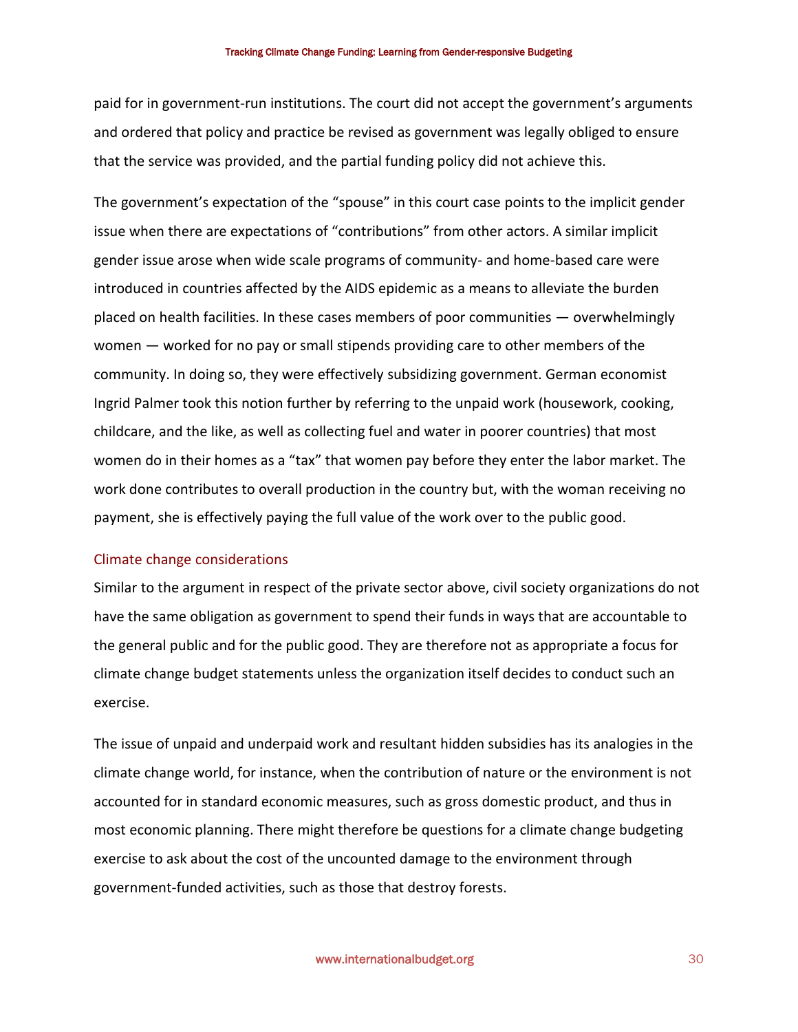paid for in government-run institutions. The court did not accept the government's arguments and ordered that policy and practice be revised as government was legally obliged to ensure that the service was provided, and the partial funding policy did not achieve this.

The government's expectation of the "spouse" in this court case points to the implicit gender issue when there are expectations of "contributions" from other actors. A similar implicit gender issue arose when wide scale programs of community- and home-based care were introduced in countries affected by the AIDS epidemic as a means to alleviate the burden placed on health facilities. In these cases members of poor communities — overwhelmingly women — worked for no pay or small stipends providing care to other members of the community. In doing so, they were effectively subsidizing government. German economist Ingrid Palmer took this notion further by referring to the unpaid work (housework, cooking, childcare, and the like, as well as collecting fuel and water in poorer countries) that most women do in their homes as a "tax" that women pay before they enter the labor market. The work done contributes to overall production in the country but, with the woman receiving no payment, she is effectively paying the full value of the work over to the public good.

### Climate change considerations

Similar to the argument in respect of the private sector above, civil society organizations do not have the same obligation as government to spend their funds in ways that are accountable to the general public and for the public good. They are therefore not as appropriate a focus for climate change budget statements unless the organization itself decides to conduct such an exercise.

The issue of unpaid and underpaid work and resultant hidden subsidies has its analogies in the climate change world, for instance, when the contribution of nature or the environment is not accounted for in standard economic measures, such as gross domestic product, and thus in most economic planning. There might therefore be questions for a climate change budgeting exercise to ask about the cost of the uncounted damage to the environment through government-funded activities, such as those that destroy forests.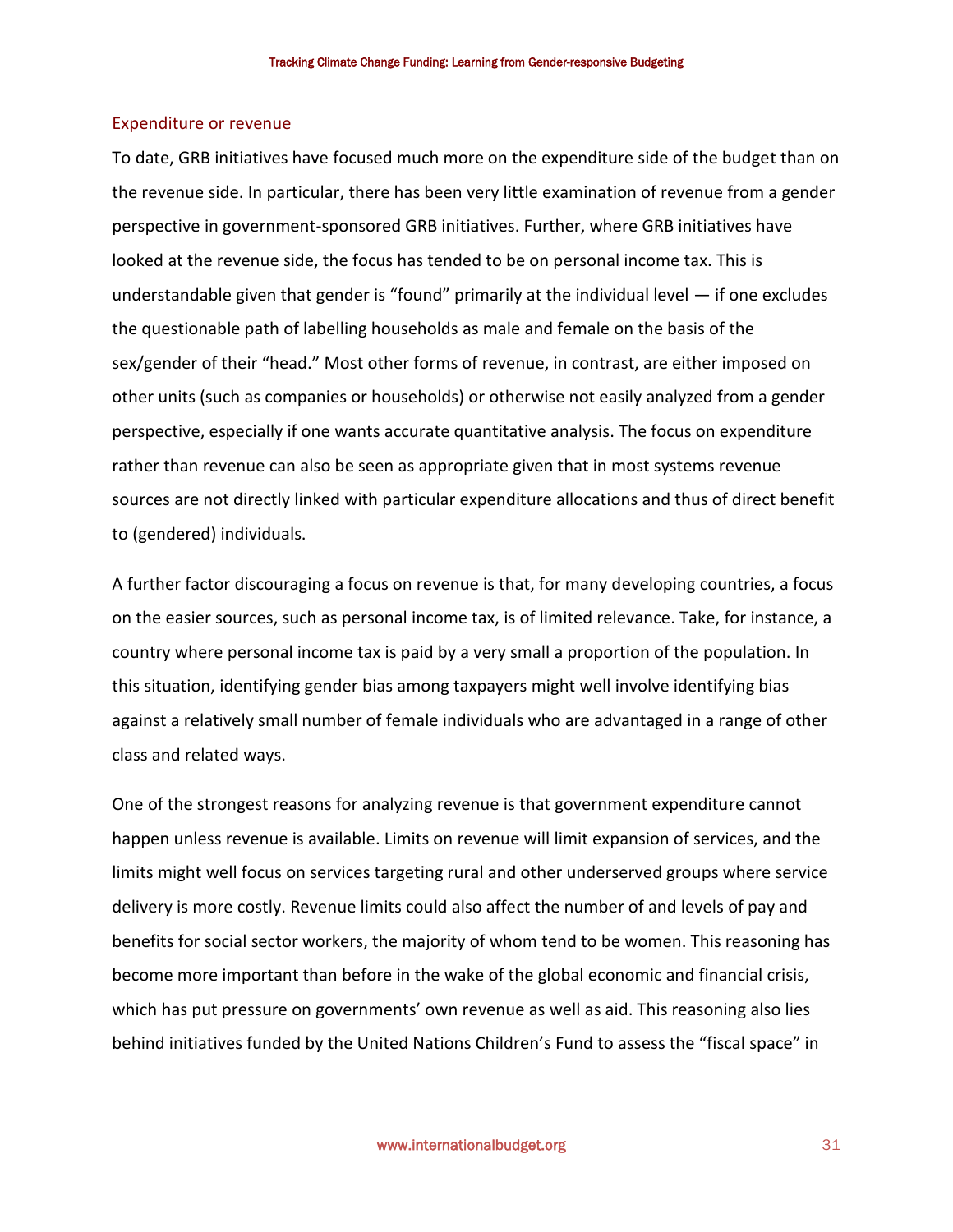## Expenditure or revenue

To date, GRB initiatives have focused much more on the expenditure side of the budget than on the revenue side. In particular, there has been very little examination of revenue from a gender perspective in government-sponsored GRB initiatives. Further, where GRB initiatives have looked at the revenue side, the focus has tended to be on personal income tax. This is understandable given that gender is "found" primarily at the individual level — if one excludes the questionable path of labelling households as male and female on the basis of the sex/gender of their "head." Most other forms of revenue, in contrast, are either imposed on other units (such as companies or households) or otherwise not easily analyzed from a gender perspective, especially if one wants accurate quantitative analysis. The focus on expenditure rather than revenue can also be seen as appropriate given that in most systems revenue sources are not directly linked with particular expenditure allocations and thus of direct benefit to (gendered) individuals.

A further factor discouraging a focus on revenue is that, for many developing countries, a focus on the easier sources, such as personal income tax, is of limited relevance. Take, for instance, a country where personal income tax is paid by a very small a proportion of the population. In this situation, identifying gender bias among taxpayers might well involve identifying bias against a relatively small number of female individuals who are advantaged in a range of other class and related ways.

One of the strongest reasons for analyzing revenue is that government expenditure cannot happen unless revenue is available. Limits on revenue will limit expansion of services, and the limits might well focus on services targeting rural and other underserved groups where service delivery is more costly. Revenue limits could also affect the number of and levels of pay and benefits for social sector workers, the majority of whom tend to be women. This reasoning has become more important than before in the wake of the global economic and financial crisis, which has put pressure on governments' own revenue as well as aid. This reasoning also lies behind initiatives funded by the United Nations Children's Fund to assess the "fiscal space" in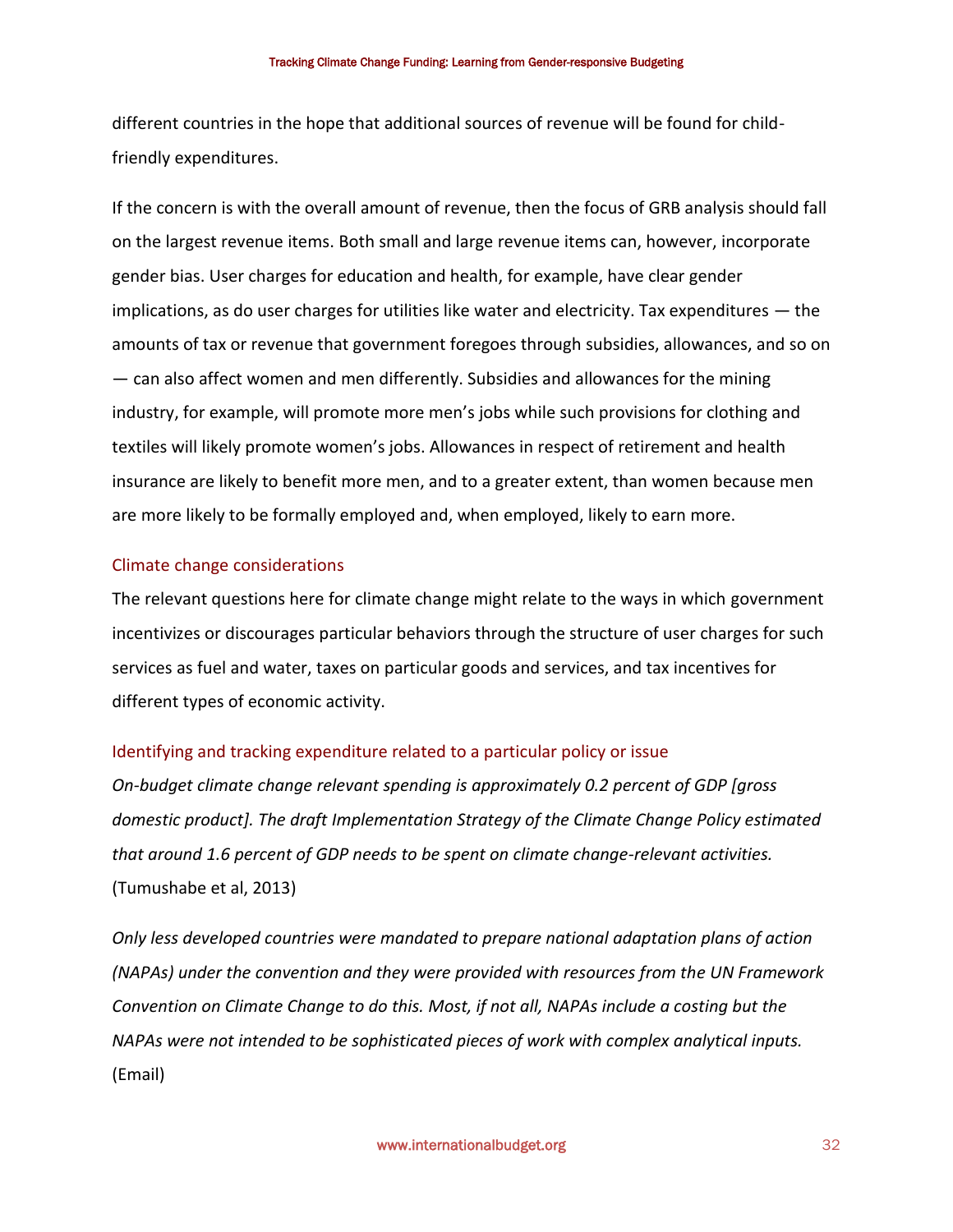different countries in the hope that additional sources of revenue will be found for child-friendly expenditures.

If the concern is with the overall amount of revenue, then the focus of GRB analysis should fall on the largest revenue items. Both small and large revenue items can, however, incorporate gender bias. User charges for education and health, for example, have clear gender implications, as do user charges for utilities like water and electricity. Tax expenditures — the amounts of tax or revenue that government foregoes through subsidies, allowances, and so on — can also affect women and men differently. Subsidies and allowances for the mining industry, for example, will promote more men's jobs while such provisions for clothing and textiles will likely promote women's jobs. Allowances in respect of retirement and health insurance are likely to benefit more men, and to a greater extent, than women because men are more likely to be formally employed and, when employed, likely to earn more.

### Climate change considerations

The relevant questions here for climate change might relate to the ways in which government incentivizes or discourages particular behaviors through the structure of user charges for such services as fuel and water, taxes on particular goods and services, and tax incentives for different types of economic activity.

### Identifying and tracking expenditure related to a particular policy or issue

*On-budget climate change relevant spending is approximately 0.2 percent of GDP [gross domestic product]. The draft Implementation Strategy of the Climate Change Policy estimated that around 1.6 percent of GDP needs to be spent on climate change-relevant activities.* (Tumushabe et al, 2013)

*Only less developed countries were mandated to prepare national adaptation plans of action (NAPAs) under the convention and they were provided with resources from the UN Framework Convention on Climate Change to do this. Most, if not all, NAPAs include a costing but the NAPAs were not intended to be sophisticated pieces of work with complex analytical inputs.* (Email)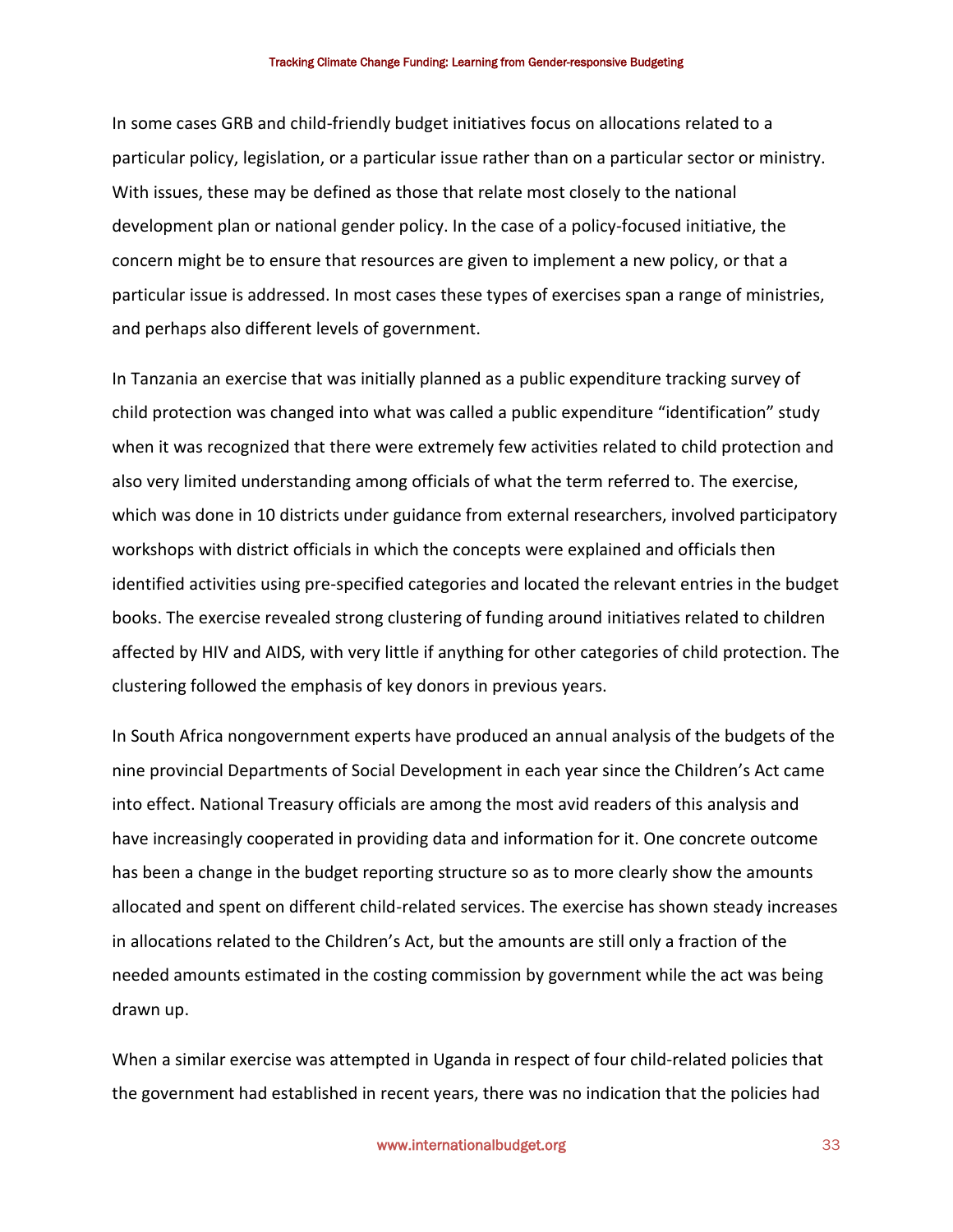In some cases GRB and child-friendly budget initiatives focus on allocations related to a particular policy, legislation, or a particular issue rather than on a particular sector or ministry. With issues, these may be defined as those that relate most closely to the national development plan or national gender policy. In the case of a policy-focused initiative, the concern might be to ensure that resources are given to implement a new policy, or that a particular issue is addressed. In most cases these types of exercises span a range of ministries, and perhaps also different levels of government.

In Tanzania an exercise that was initially planned as a public expenditure tracking survey of child protection was changed into what was called a public expenditure "identification" study when it was recognized that there were extremely few activities related to child protection and also very limited understanding among officials of what the term referred to. The exercise, which was done in 10 districts under guidance from external researchers, involved participatory workshops with district officials in which the concepts were explained and officials then identified activities using pre-specified categories and located the relevant entries in the budget books. The exercise revealed strong clustering of funding around initiatives related to children affected by HIV and AIDS, with very little if anything for other categories of child protection. The clustering followed the emphasis of key donors in previous years.

In South Africa nongovernment experts have produced an annual analysis of the budgets of the nine provincial Departments of Social Development in each year since the Children's Act came into effect. National Treasury officials are among the most avid readers of this analysis and have increasingly cooperated in providing data and information for it. One concrete outcome has been a change in the budget reporting structure so as to more clearly show the amounts allocated and spent on different child-related services. The exercise has shown steady increases in allocations related to the Children's Act, but the amounts are still only a fraction of the needed amounts estimated in the costing commission by government while the act was being drawn up.

When a similar exercise was attempted in Uganda in respect of four child-related policies that the government had established in recent years, there was no indication that the policies had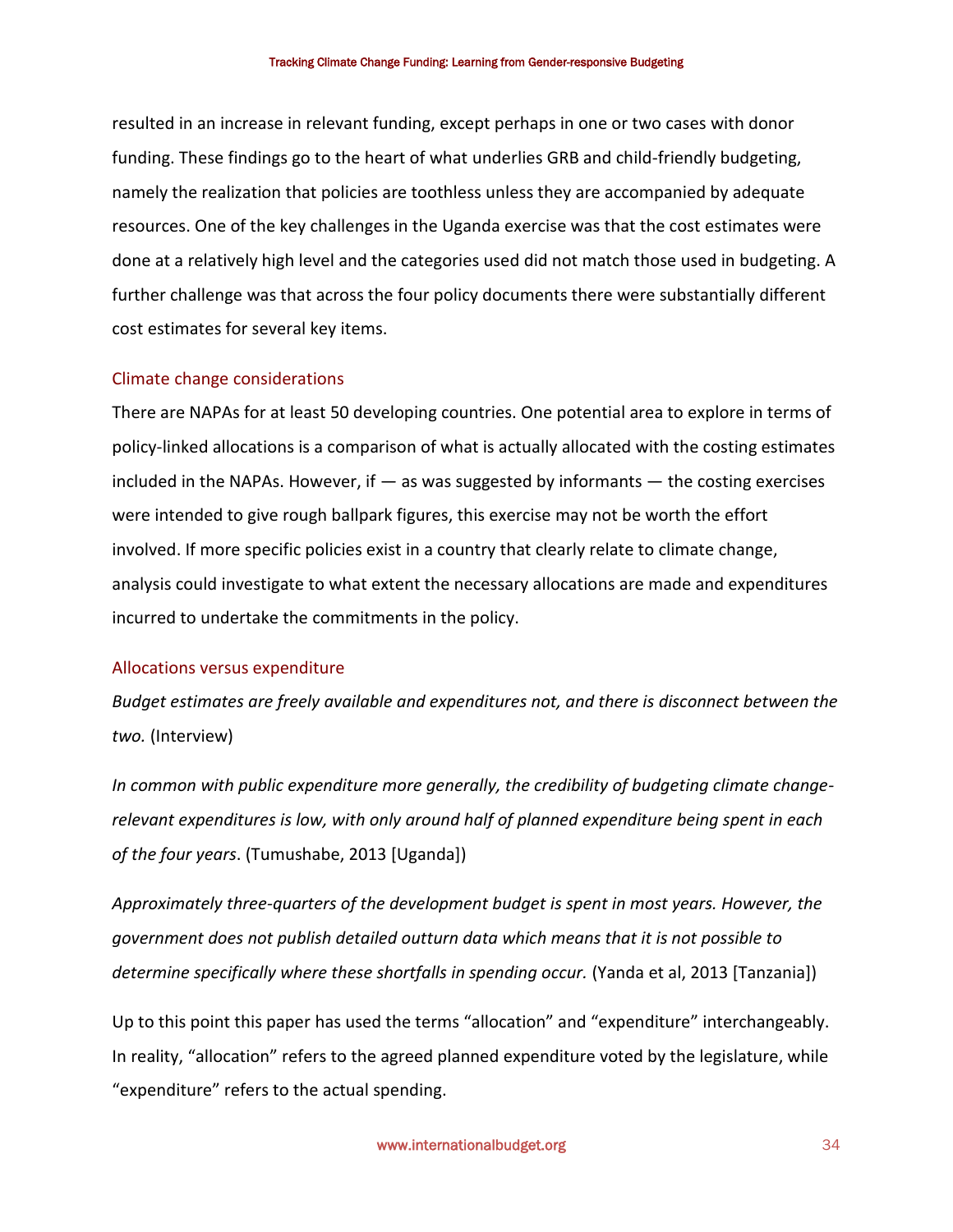resulted in an increase in relevant funding, except perhaps in one or two cases with donor funding. These findings go to the heart of what underlies GRB and child-friendly budgeting, namely the realization that policies are toothless unless they are accompanied by adequate resources. One of the key challenges in the Uganda exercise was that the cost estimates were done at a relatively high level and the categories used did not match those used in budgeting. A further challenge was that across the four policy documents there were substantially different cost estimates for several key items.

### Climate change considerations

There are NAPAs for at least 50 developing countries. One potential area to explore in terms of policy-linked allocations is a comparison of what is actually allocated with the costing estimates included in the NAPAs. However, if — as was suggested by informants — the costing exercises were intended to give rough ballpark figures, this exercise may not be worth the effort involved. If more specific policies exist in a country that clearly relate to climate change, analysis could investigate to what extent the necessary allocations are made and expenditures incurred to undertake the commitments in the policy.

### Allocations versus expenditure

*Budget estimates are freely available and expenditures not, and there is disconnect between the two.* (Interview)

*In common with public expenditure more generally, the credibility of budgeting climate change-relevant expenditures is low, with only around half of planned expenditure being spent in each of the four years*. (Tumushabe, 2013 [Uganda])

*Approximately three-quarters of the development budget is spent in most years. However, the government does not publish detailed outturn data which means that it is not possible to determine specifically where these shortfalls in spending occur.* (Yanda et al, 2013 [Tanzania])

Up to this point this paper has used the terms "allocation" and "expenditure" interchangeably. In reality, "allocation" refers to the agreed planned expenditure voted by the legislature, while "expenditure" refers to the actual spending.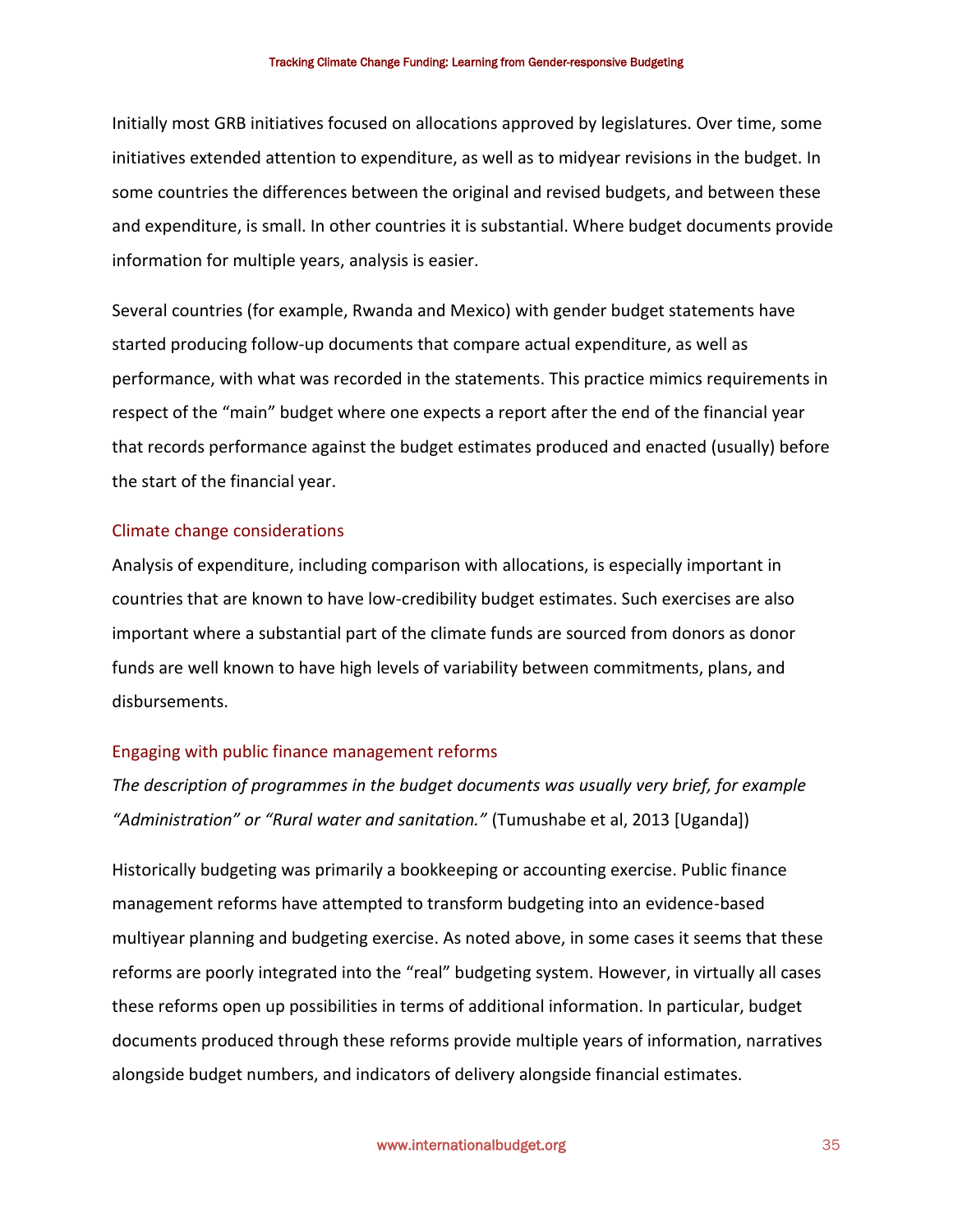Initially most GRB initiatives focused on allocations approved by legislatures. Over time, some initiatives extended attention to expenditure, as well as to midyear revisions in the budget. In some countries the differences between the original and revised budgets, and between these and expenditure, is small. In other countries it is substantial. Where budget documents provide information for multiple years, analysis is easier.

Several countries (for example, Rwanda and Mexico) with gender budget statements have started producing follow-up documents that compare actual expenditure, as well as performance, with what was recorded in the statements. This practice mimics requirements in respect of the "main" budget where one expects a report after the end of the financial year that records performance against the budget estimates produced and enacted (usually) before the start of the financial year.

### Climate change considerations

Analysis of expenditure, including comparison with allocations, is especially important in countries that are known to have low-credibility budget estimates. Such exercises are also important where a substantial part of the climate funds are sourced from donors as donor funds are well known to have high levels of variability between commitments, plans, and disbursements.

### Engaging with public finance management reforms

*The description of programmes in the budget documents was usually very brief, for example "Administration" or "Rural water and sanitation."* (Tumushabe et al, 2013 [Uganda])

Historically budgeting was primarily a bookkeeping or accounting exercise. Public finance management reforms have attempted to transform budgeting into an evidence-based multiyear planning and budgeting exercise. As noted above, in some cases it seems that these reforms are poorly integrated into the "real" budgeting system. However, in virtually all cases these reforms open up possibilities in terms of additional information. In particular, budget documents produced through these reforms provide multiple years of information, narratives alongside budget numbers, and indicators of delivery alongside financial estimates.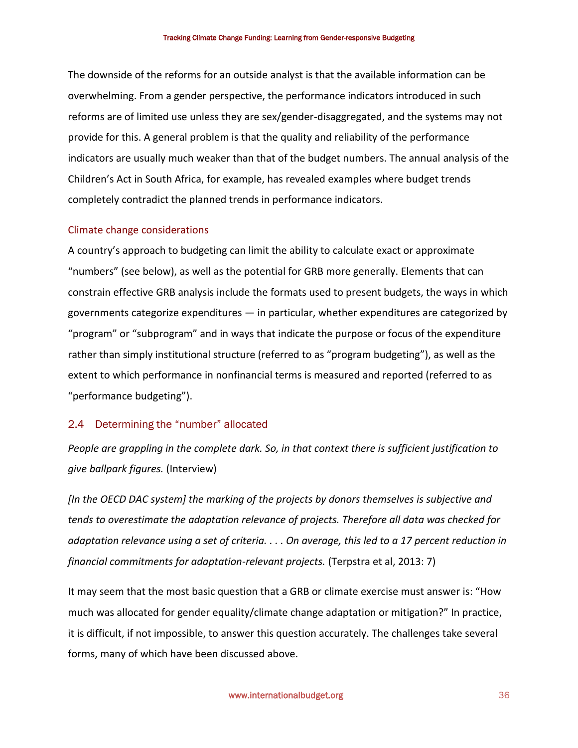The downside of the reforms for an outside analyst is that the available information can be overwhelming. From a gender perspective, the performance indicators introduced in such reforms are of limited use unless they are sex/gender-disaggregated, and the systems may not provide for this. A general problem is that the quality and reliability of the performance indicators are usually much weaker than that of the budget numbers. The annual analysis of the Children's Act in South Africa, for example, has revealed examples where budget trends completely contradict the planned trends in performance indicators.

### Climate change considerations

A country's approach to budgeting can limit the ability to calculate exact or approximate "numbers" (see below), as well as the potential for GRB more generally. Elements that can constrain effective GRB analysis include the formats used to present budgets, the ways in which governments categorize expenditures — in particular, whether expenditures are categorized by "program" or "subprogram" and in ways that indicate the purpose or focus of the expenditure rather than simply institutional structure (referred to as "program budgeting"), as well as the extent to which performance in nonfinancial terms is measured and reported (referred to as "performance budgeting").

## 2.4 Determining the "number" allocated

*People are grappling in the complete dark. So, in that context there is sufficient justification to give ballpark figures.* (Interview)

*[In the OECD DAC system] the marking of the projects by donors themselves is subjective and tends to overestimate the adaptation relevance of projects. Therefore all data was checked for adaptation relevance using a set of criteria. . . . On average, this led to a 17 percent reduction in financial commitments for adaptation-relevant projects.* (Terpstra et al, 2013: 7)

It may seem that the most basic question that a GRB or climate exercise must answer is: "How much was allocated for gender equality/climate change adaptation or mitigation?" In practice, it is difficult, if not impossible, to answer this question accurately. The challenges take several forms, many of which have been discussed above.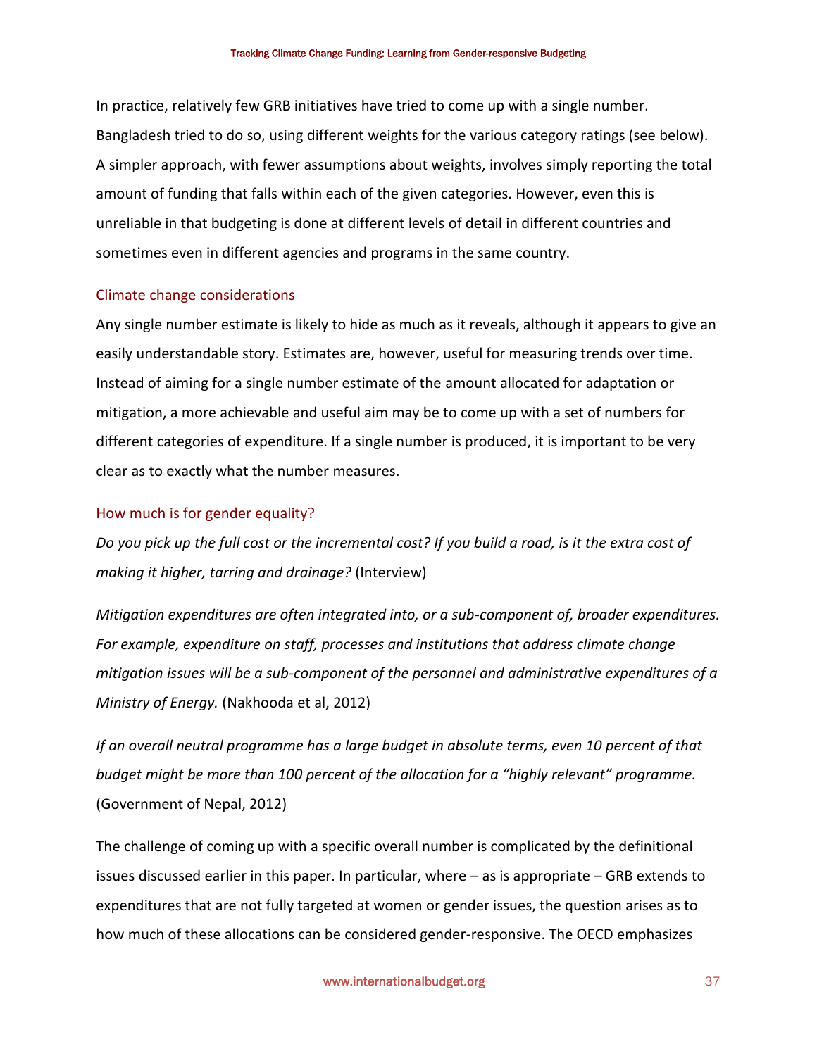In practice, relatively few GRB initiatives have tried to come up with a single number. Bangladesh tried to do so, using different weights for the various category ratings (see below). A simpler approach, with fewer assumptions about weights, involves simply reporting the total amount of funding that falls within each of the given categories. However, even this is unreliable in that budgeting is done at different levels of detail in different countries and sometimes even in different agencies and programs in the same country.

### Climate change considerations

Any single number estimate is likely to hide as much as it reveals, although it appears to give an easily understandable story. Estimates are, however, useful for measuring trends over time. Instead of aiming for a single number estimate of the amount allocated for adaptation or mitigation, a more achievable and useful aim may be to come up with a set of numbers for different categories of expenditure. If a single number is produced, it is important to be very clear as to exactly what the number measures.

### How much is for gender equality?

*Do you pick up the full cost or the incremental cost? If you build a road, is it the extra cost of making it higher, tarring and drainage?* (Interview)

*Mitigation expenditures are often integrated into, or a sub-component of, broader expenditures. For example, expenditure on staff, processes and institutions that address climate change mitigation issues will be a sub-component of the personnel and administrative expenditures of a Ministry of Energy.* (Nakhooda et al, 2012)

*If an overall neutral programme has a large budget in absolute terms, even 10 percent of that budget might be more than 100 percent of the allocation for a "highly relevant" programme.* (Government of Nepal, 2012)

The challenge of coming up with a specific overall number is complicated by the definitional issues discussed earlier in this paper. In particular, where – as is appropriate – GRB extends to expenditures that are not fully targeted at women or gender issues, the question arises as to how much of these allocations can be considered gender-responsive. The OECD emphasizes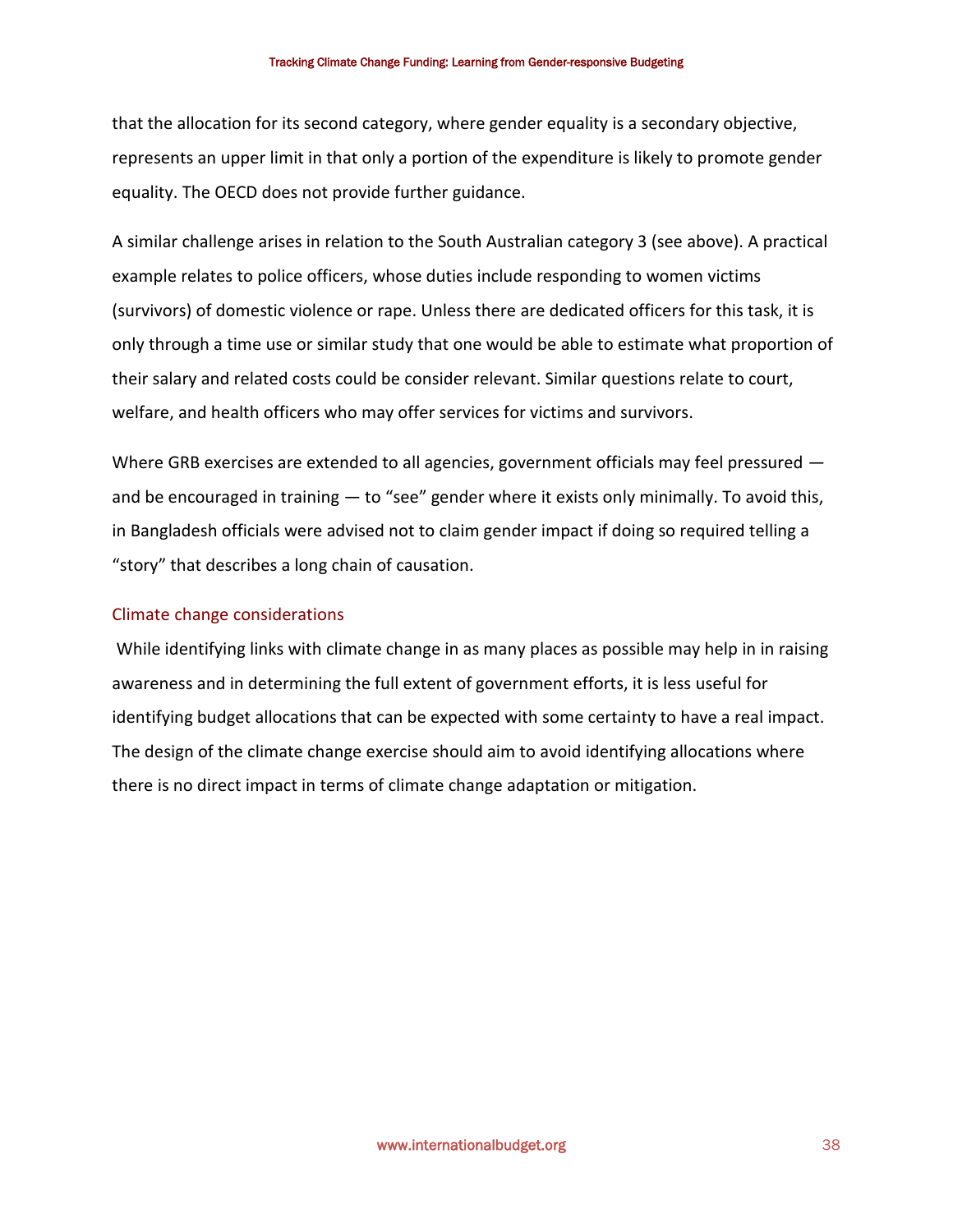that the allocation for its second category, where gender equality is a secondary objective, represents an upper limit in that only a portion of the expenditure is likely to promote gender equality. The OECD does not provide further guidance.

A similar challenge arises in relation to the South Australian category 3 (see above). A practical example relates to police officers, whose duties include responding to women victims (survivors) of domestic violence or rape. Unless there are dedicated officers for this task, it is only through a time use or similar study that one would be able to estimate what proportion of their salary and related costs could be consider relevant. Similar questions relate to court, welfare, and health officers who may offer services for victims and survivors.

Where GRB exercises are extended to all agencies, government officials may feel pressured — and be encouraged in training — to "see" gender where it exists only minimally. To avoid this, in Bangladesh officials were advised not to claim gender impact if doing so required telling a "story" that describes a long chain of causation.

### Climate change considerations

While identifying links with climate change in as many places as possible may help in in raising awareness and in determining the full extent of government efforts, it is less useful for identifying budget allocations that can be expected with some certainty to have a real impact. The design of the climate change exercise should aim to avoid identifying allocations where there is no direct impact in terms of climate change adaptation or mitigation.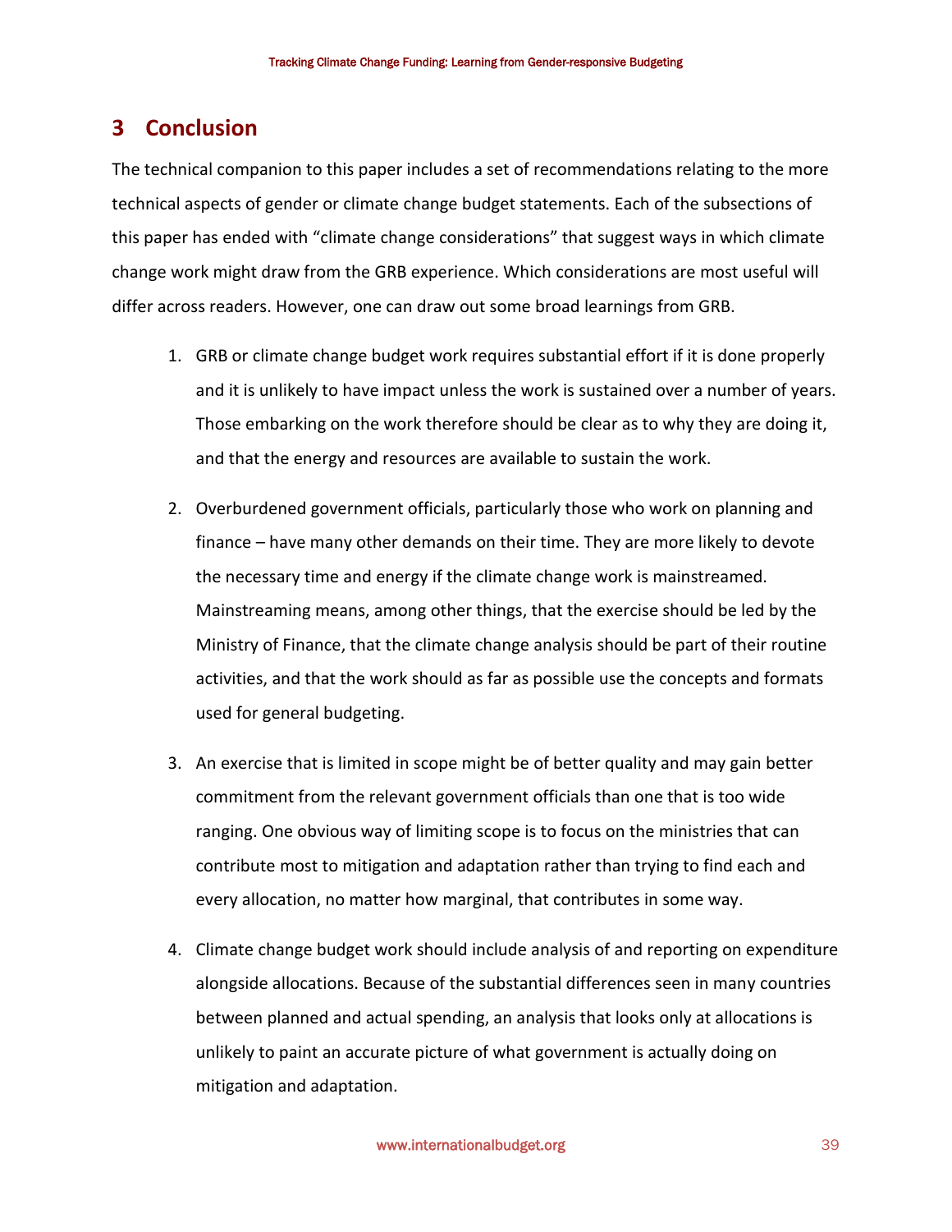## 3 Conclusion

The technical companion to this paper includes a set of recommendations relating to the more technical aspects of gender or climate change budget statements. Each of the subsections of this paper has ended with "climate change considerations" that suggest ways in which climate change work might draw from the GRB experience. Which considerations are most useful will differ across readers. However, one can draw out some broad learnings from GRB.

1. GRB or climate change budget work requires substantial effort if it is done properly and it is unlikely to have impact unless the work is sustained over a number of years. Those embarking on the work therefore should be clear as to why they are doing it, and that the energy and resources are available to sustain the work.

2. Overburdened government officials, particularly those who work on planning and finance – have many other demands on their time. They are more likely to devote the necessary time and energy if the climate change work is mainstreamed. Mainstreaming means, among other things, that the exercise should be led by the Ministry of Finance, that the climate change analysis should be part of their routine activities, and that the work should as far as possible use the concepts and formats used for general budgeting.

3. An exercise that is limited in scope might be of better quality and may gain better commitment from the relevant government officials than one that is too wide ranging. One obvious way of limiting scope is to focus on the ministries that can contribute most to mitigation and adaptation rather than trying to find each and every allocation, no matter how marginal, that contributes in some way.

4. Climate change budget work should include analysis of and reporting on expenditure alongside allocations. Because of the substantial differences seen in many countries between planned and actual spending, an analysis that looks only at allocations is unlikely to paint an accurate picture of what government is actually doing on mitigation and adaptation.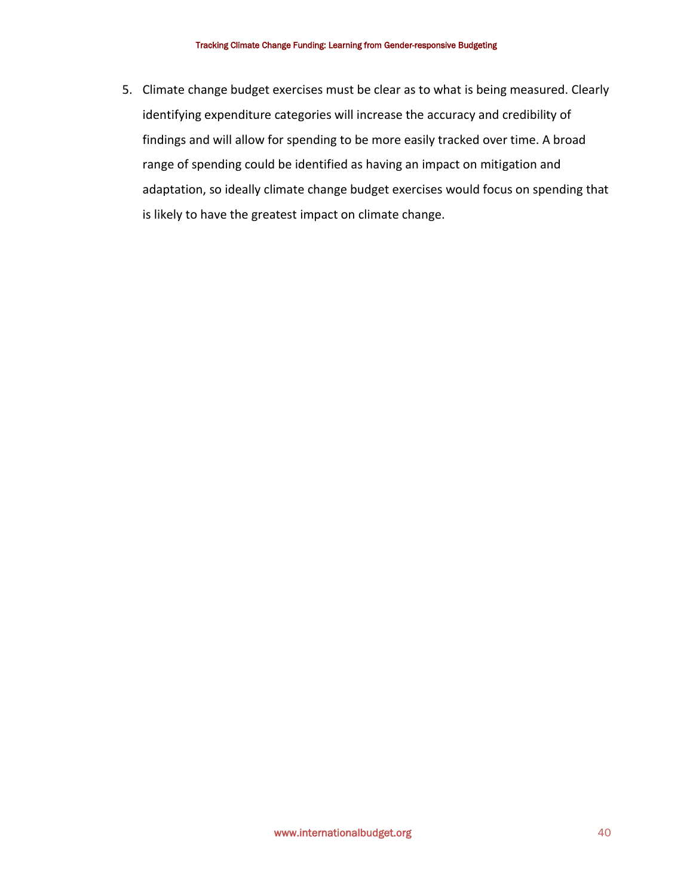5. Climate change budget exercises must be clear as to what is being measured. Clearly identifying expenditure categories will increase the accuracy and credibility of findings and will allow for spending to be more easily tracked over time. A broad range of spending could be identified as having an impact on mitigation and adaptation, so ideally climate change budget exercises would focus on spending that is likely to have the greatest impact on climate change.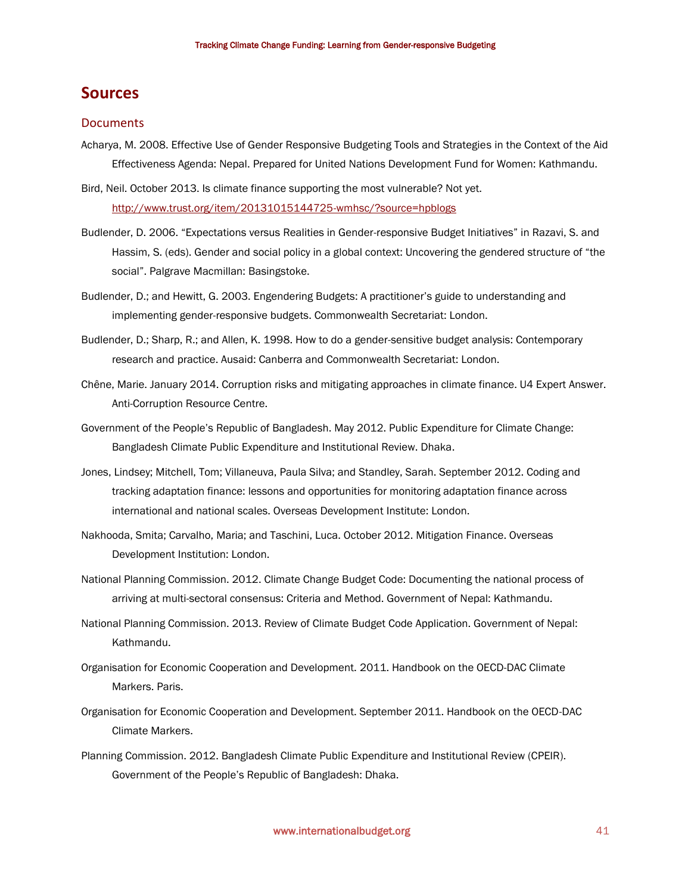# Sources

## Documents

Acharya, M. 2008. Effective Use of Gender Responsive Budgeting Tools and Strategies in the Context of the Aid Effectiveness Agenda: Nepal. Prepared for United Nations Development Fund for Women: Kathmandu.

Bird, Neil. October 2013. Is climate finance supporting the most vulnerable? Not yet. http://www.trust.org/item/20131015144725-wmhsc/?source=hpblogs

Budlender, D. 2006. "Expectations versus Realities in Gender-responsive Budget Initiatives" in Razavi, S. and Hassim, S. (eds). Gender and social policy in a global context: Uncovering the gendered structure of "the social". Palgrave Macmillan: Basingstoke.

Budlender, D.; and Hewitt, G. 2003. Engendering Budgets: A practitioner's guide to understanding and implementing gender-responsive budgets. Commonwealth Secretariat: London.

Budlender, D.; Sharp, R.; and Allen, K. 1998. How to do a gender-sensitive budget analysis: Contemporary research and practice. Ausaid: Canberra and Commonwealth Secretariat: London.

Chêne, Marie. January 2014. Corruption risks and mitigating approaches in climate finance. U4 Expert Answer. Anti-Corruption Resource Centre.

Government of the People's Republic of Bangladesh. May 2012. Public Expenditure for Climate Change: Bangladesh Climate Public Expenditure and Institutional Review. Dhaka.

Jones, Lindsey; Mitchell, Tom; Villaneuva, Paula Silva; and Standley, Sarah. September 2012. Coding and tracking adaptation finance: lessons and opportunities for monitoring adaptation finance across international and national scales. Overseas Development Institute: London.

Nakhooda, Smita; Carvalho, Maria; and Taschini, Luca. October 2012. Mitigation Finance. Overseas Development Institution: London.

National Planning Commission. 2012. Climate Change Budget Code: Documenting the national process of arriving at multi-sectoral consensus: Criteria and Method. Government of Nepal: Kathmandu.

National Planning Commission. 2013. Review of Climate Budget Code Application. Government of Nepal: Kathmandu.

Organisation for Economic Cooperation and Development. 2011. Handbook on the OECD-DAC Climate Markers. Paris.

Organisation for Economic Cooperation and Development. September 2011. Handbook on the OECD-DAC Climate Markers.

Planning Commission. 2012. Bangladesh Climate Public Expenditure and Institutional Review (CPEIR). Government of the People's Republic of Bangladesh: Dhaka.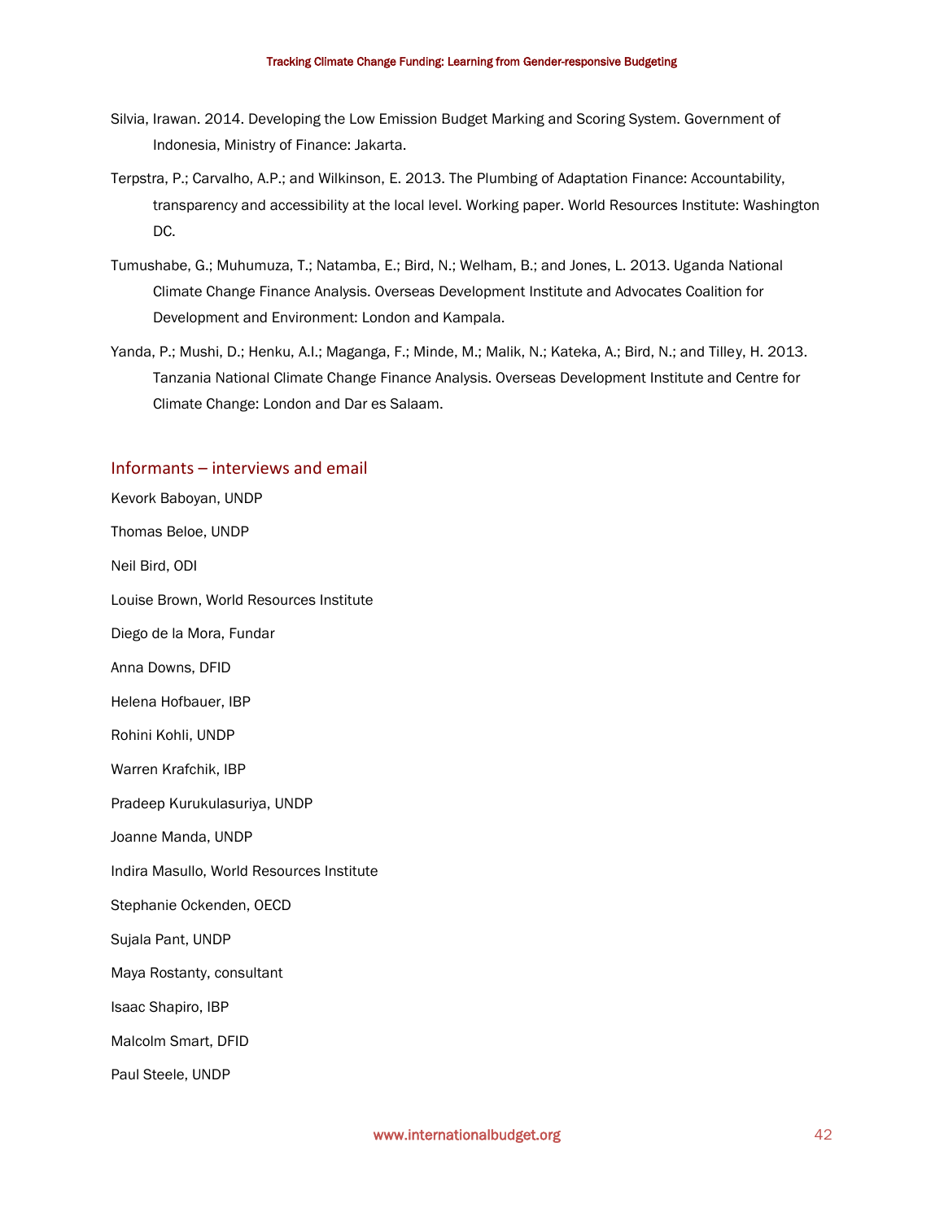Silvia, Irawan. 2014. Developing the Low Emission Budget Marking and Scoring System. Government of Indonesia, Ministry of Finance: Jakarta.

Terpstra, P.; Carvalho, A.P.; and Wilkinson, E. 2013. The Plumbing of Adaptation Finance: Accountability, transparency and accessibility at the local level. Working paper. World Resources Institute: Washington DC.

Tumushabe, G.; Muhumuza, T.; Natamba, E.; Bird, N.; Welham, B.; and Jones, L. 2013. Uganda National Climate Change Finance Analysis. Overseas Development Institute and Advocates Coalition for Development and Environment: London and Kampala.

Yanda, P.; Mushi, D.; Henku, A.I.; Maganga, F.; Minde, M.; Malik, N.; Kateka, A.; Bird, N.; and Tilley, H. 2013. Tanzania National Climate Change Finance Analysis. Overseas Development Institute and Centre for Climate Change: London and Dar es Salaam.

## Informants – interviews and email

Kevork Baboyan, UNDP

Thomas Beloe, UNDP

Neil Bird, ODI

Louise Brown, World Resources Institute

Diego de la Mora, Fundar

Anna Downs, DFID

Helena Hofbauer, IBP

Rohini Kohli, UNDP

Warren Krafchik, IBP

Pradeep Kurukulasuriya, UNDP

Joanne Manda, UNDP

Indira Masullo, World Resources Institute

Stephanie Ockenden, OECD

Sujala Pant, UNDP

Maya Rostanty, consultant

Isaac Shapiro, IBP

Malcolm Smart, DFID

Paul Steele, UNDP